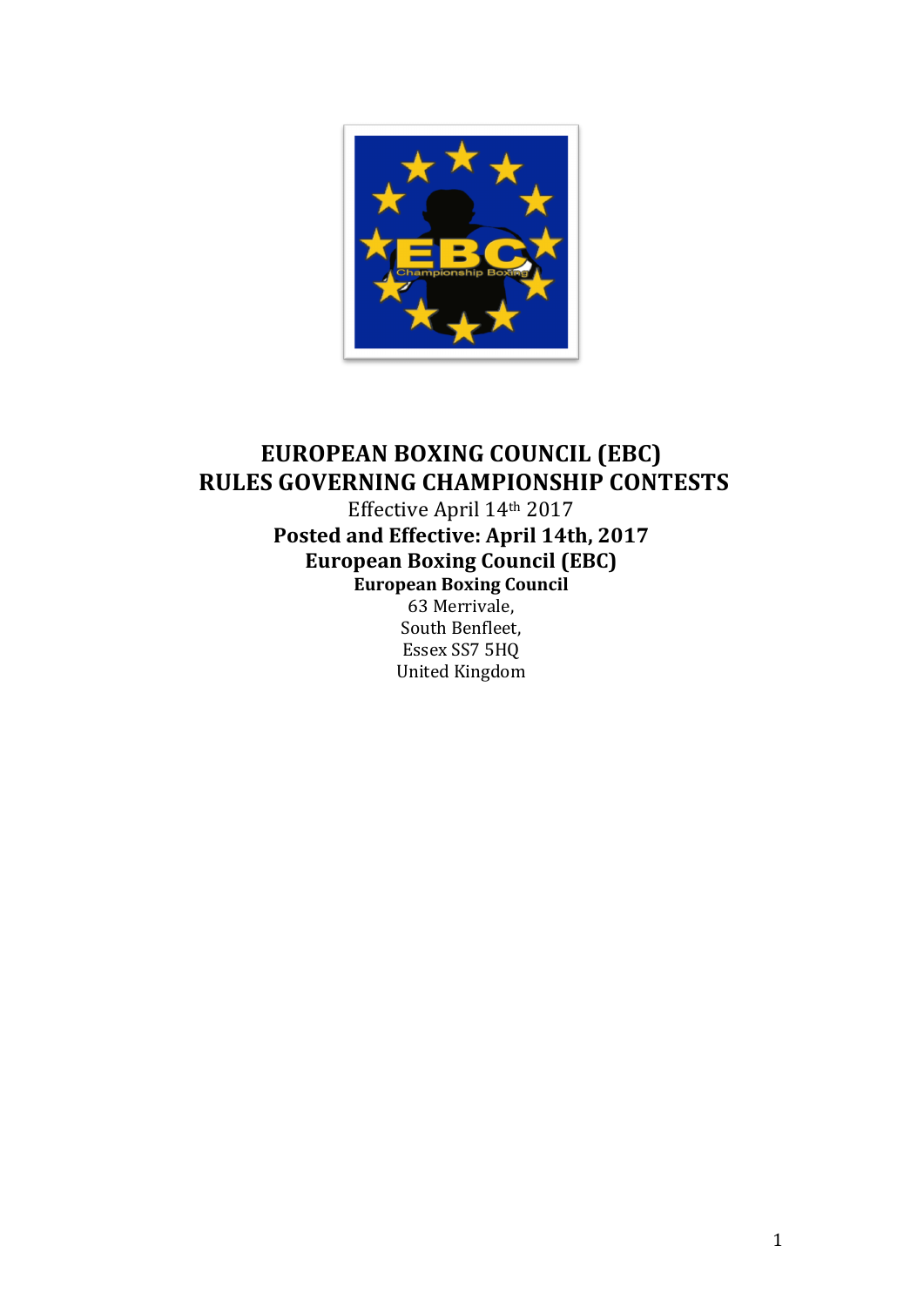# EUROPEAN BOXING COUNCIL (EBC)
# RULES GOVERNING CHAMPIONSHIP CONTESTS

Effective April 14th 2017

**Posted and Effective: April 14th, 2017**

**European Boxing Council (EBC)**

**European Boxing Council**

63 Merrivale,
South Benfleet,
Essex SS7 5HQ
United Kingdom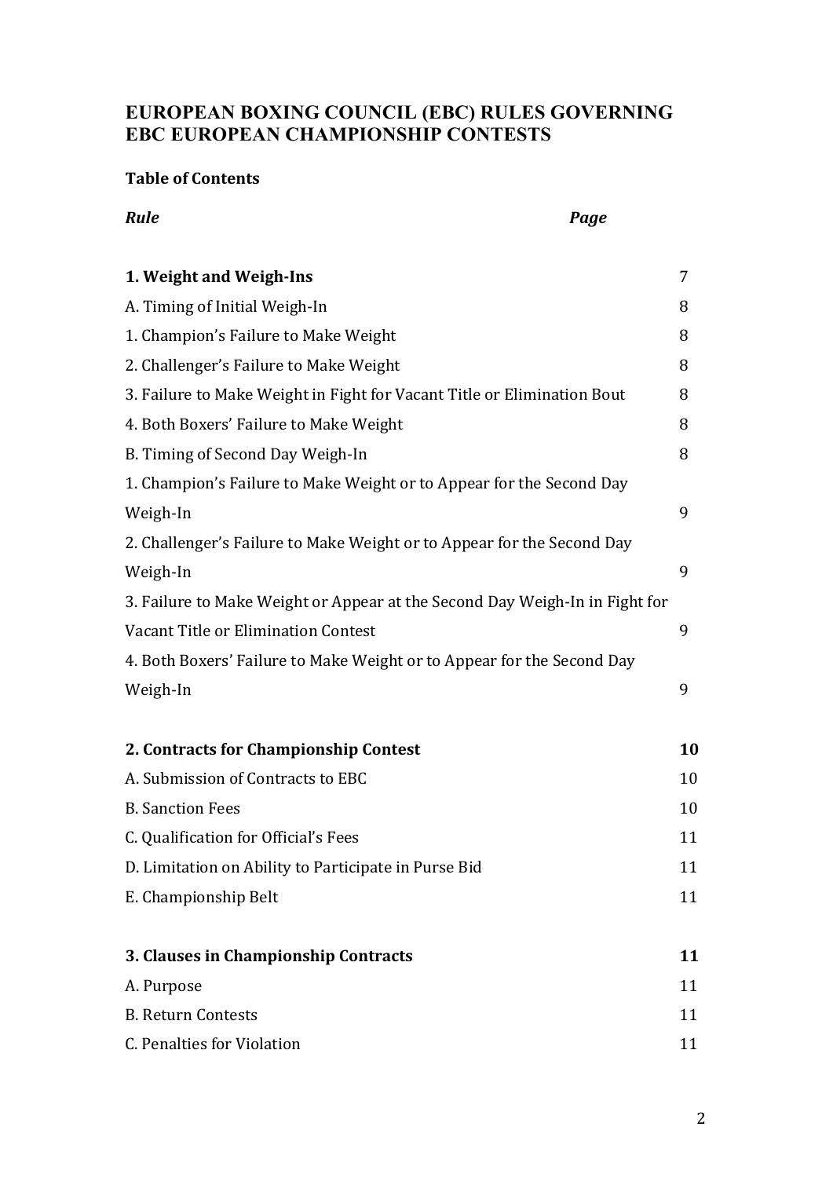# EUROPEAN BOXING COUNCIL (EBC) RULES GOVERNING EBC EUROPEAN CHAMPIONSHIP CONTESTS

**Table of Contents**

| *Rule* | *Page* |
|---|---|
| **1. Weight and Weigh-Ins** | 7 |
| A. Timing of Initial Weigh-In | 8 |
| 1. Champion's Failure to Make Weight | 8 |
| 2. Challenger's Failure to Make Weight | 8 |
| 3. Failure to Make Weight in Fight for Vacant Title or Elimination Bout | 8 |
| 4. Both Boxers' Failure to Make Weight | 8 |
| B. Timing of Second Day Weigh-In | 8 |
| 1. Champion's Failure to Make Weight or to Appear for the Second Day Weigh-In | 9 |
| 2. Challenger's Failure to Make Weight or to Appear for the Second Day Weigh-In | 9 |
| 3. Failure to Make Weight or Appear at the Second Day Weigh-In in Fight for Vacant Title or Elimination Contest | 9 |
| 4. Both Boxers' Failure to Make Weight or to Appear for the Second Day Weigh-In | 9 |
| **2. Contracts for Championship Contest** | **10** |
| A. Submission of Contracts to EBC | 10 |
| B. Sanction Fees | 10 |
| C. Qualification for Official's Fees | 11 |
| D. Limitation on Ability to Participate in Purse Bid | 11 |
| E. Championship Belt | 11 |
| **3. Clauses in Championship Contracts** | **11** |
| A. Purpose | 11 |
| B. Return Contests | 11 |
| C. Penalties for Violation | 11 |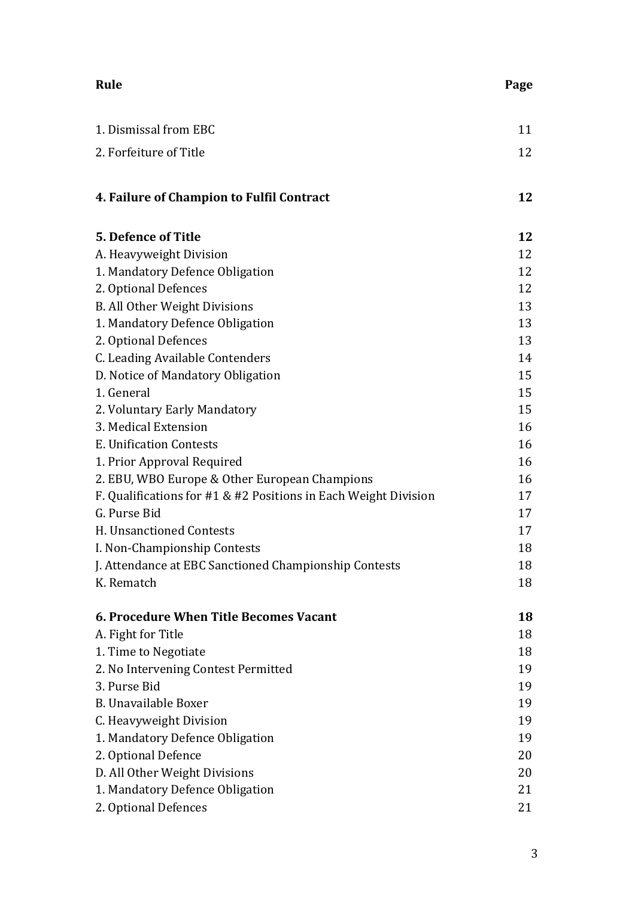| Rule | Page |
|---|---|
| 1. Dismissal from EBC | 11 |
| 2. Forfeiture of Title | 12 |
| **4. Failure of Champion to Fulfil Contract** | **12** |
| **5. Defence of Title** | **12** |
| A. Heavyweight Division | 12 |
| 1. Mandatory Defence Obligation | 12 |
| 2. Optional Defences | 12 |
| B. All Other Weight Divisions | 13 |
| 1. Mandatory Defence Obligation | 13 |
| 2. Optional Defences | 13 |
| C. Leading Available Contenders | 14 |
| D. Notice of Mandatory Obligation | 15 |
| 1. General | 15 |
| 2. Voluntary Early Mandatory | 15 |
| 3. Medical Extension | 16 |
| E. Unification Contests | 16 |
| 1. Prior Approval Required | 16 |
| 2. EBU, WBO Europe & Other European Champions | 16 |
| F. Qualifications for #1 & #2 Positions in Each Weight Division | 17 |
| G. Purse Bid | 17 |
| H. Unsanctioned Contests | 17 |
| I. Non-Championship Contests | 18 |
| J. Attendance at EBC Sanctioned Championship Contests | 18 |
| K. Rematch | 18 |
| **6. Procedure When Title Becomes Vacant** | **18** |
| A. Fight for Title | 18 |
| 1. Time to Negotiate | 18 |
| 2. No Intervening Contest Permitted | 19 |
| 3. Purse Bid | 19 |
| B. Unavailable Boxer | 19 |
| C. Heavyweight Division | 19 |
| 1. Mandatory Defence Obligation | 19 |
| 2. Optional Defence | 20 |
| D. All Other Weight Divisions | 20 |
| 1. Mandatory Defence Obligation | 21 |
| 2. Optional Defences | 21 |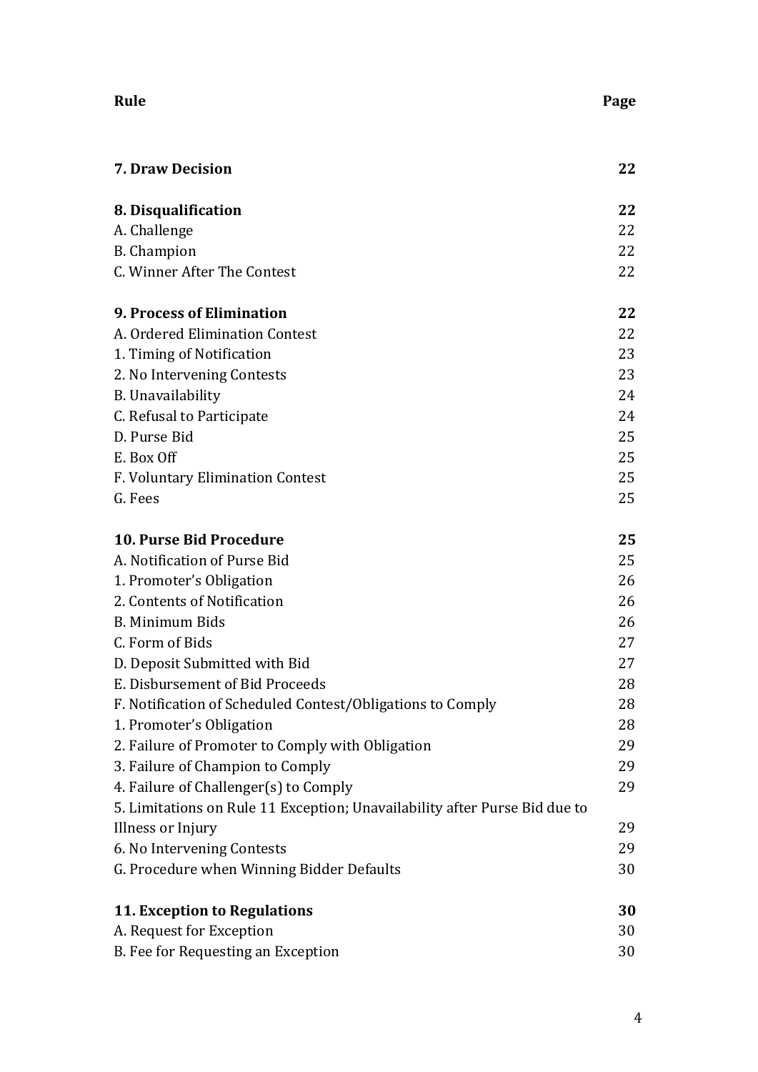| **Rule** | **Page** |
| --- | --- |
| **7. Draw Decision** | **22** |
| **8. Disqualification** | **22** |
| A. Challenge | 22 |
| B. Champion | 22 |
| C. Winner After The Contest | 22 |
| **9. Process of Elimination** | **22** |
| A. Ordered Elimination Contest | 22 |
| 1. Timing of Notification | 23 |
| 2. No Intervening Contests | 23 |
| B. Unavailability | 24 |
| C. Refusal to Participate | 24 |
| D. Purse Bid | 25 |
| E. Box Off | 25 |
| F. Voluntary Elimination Contest | 25 |
| G. Fees | 25 |
| **10. Purse Bid Procedure** | **25** |
| A. Notification of Purse Bid | 25 |
| 1. Promoter's Obligation | 26 |
| 2. Contents of Notification | 26 |
| B. Minimum Bids | 26 |
| C. Form of Bids | 27 |
| D. Deposit Submitted with Bid | 27 |
| E. Disbursement of Bid Proceeds | 28 |
| F. Notification of Scheduled Contest/Obligations to Comply | 28 |
| 1. Promoter's Obligation | 28 |
| 2. Failure of Promoter to Comply with Obligation | 29 |
| 3. Failure of Champion to Comply | 29 |
| 4. Failure of Challenger(s) to Comply | 29 |
| 5. Limitations on Rule 11 Exception; Unavailability after Purse Bid due to Illness or Injury | 29 |
| 6. No Intervening Contests | 29 |
| G. Procedure when Winning Bidder Defaults | 30 |
| **11. Exception to Regulations** | **30** |
| A. Request for Exception | 30 |
| B. Fee for Requesting an Exception | 30 |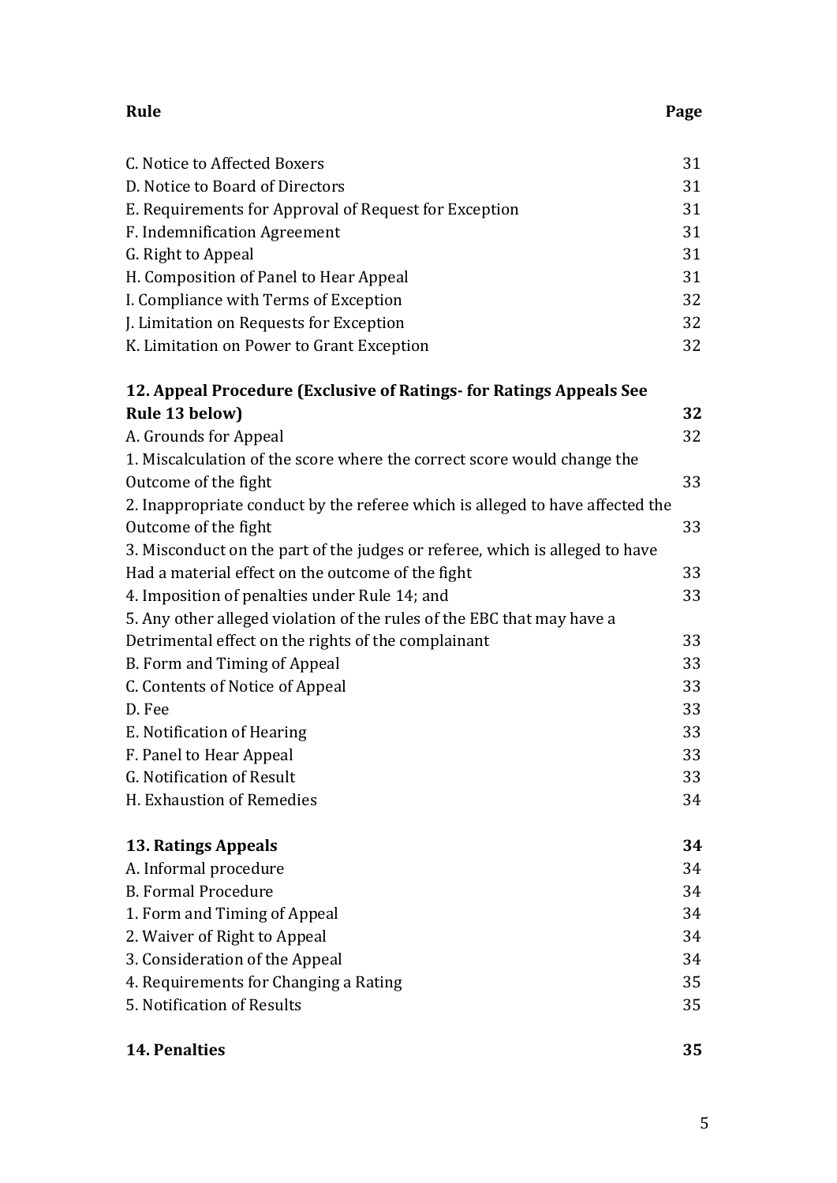| Rule | Page |
| --- | --- |
| C. Notice to Affected Boxers | 31 |
| D. Notice to Board of Directors | 31 |
| E. Requirements for Approval of Request for Exception | 31 |
| F. Indemnification Agreement | 31 |
| G. Right to Appeal | 31 |
| H. Composition of Panel to Hear Appeal | 31 |
| I. Compliance with Terms of Exception | 32 |
| J. Limitation on Requests for Exception | 32 |
| K. Limitation on Power to Grant Exception | 32 |
| **12. Appeal Procedure (Exclusive of Ratings- for Ratings Appeals See Rule 13 below)** | **32** |
| A. Grounds for Appeal | 32 |
| 1. Miscalculation of the score where the correct score would change the Outcome of the fight | 33 |
| 2. Inappropriate conduct by the referee which is alleged to have affected the Outcome of the fight | 33 |
| 3. Misconduct on the part of the judges or referee, which is alleged to have Had a material effect on the outcome of the fight | 33 |
| 4. Imposition of penalties under Rule 14; and | 33 |
| 5. Any other alleged violation of the rules of the EBC that may have a Detrimental effect on the rights of the complainant | 33 |
| B. Form and Timing of Appeal | 33 |
| C. Contents of Notice of Appeal | 33 |
| D. Fee | 33 |
| E. Notification of Hearing | 33 |
| F. Panel to Hear Appeal | 33 |
| G. Notification of Result | 33 |
| H. Exhaustion of Remedies | 34 |
| **13. Ratings Appeals** | **34** |
| A. Informal procedure | 34 |
| B. Formal Procedure | 34 |
| 1. Form and Timing of Appeal | 34 |
| 2. Waiver of Right to Appeal | 34 |
| 3. Consideration of the Appeal | 34 |
| 4. Requirements for Changing a Rating | 35 |
| 5. Notification of Results | 35 |
| **14. Penalties** | **35** |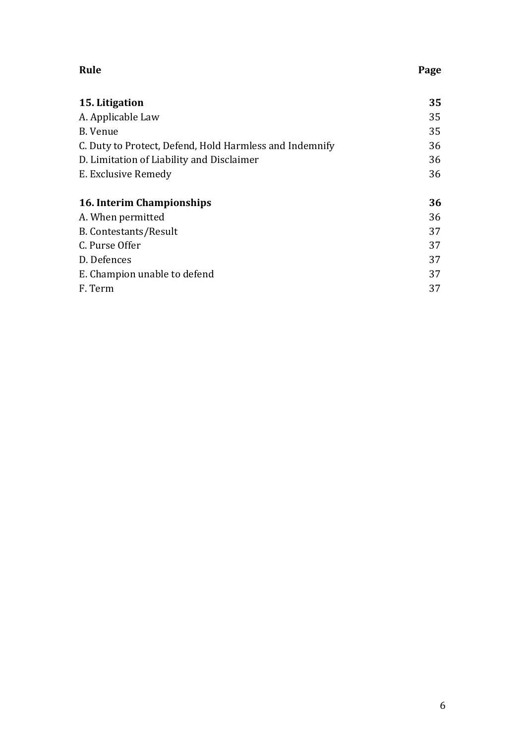| Rule | Page |
| --- | --- |
| **15. Litigation** | **35** |
| A. Applicable Law | 35 |
| B. Venue | 35 |
| C. Duty to Protect, Defend, Hold Harmless and Indemnify | 36 |
| D. Limitation of Liability and Disclaimer | 36 |
| E. Exclusive Remedy | 36 |
| **16. Interim Championships** | **36** |
| A. When permitted | 36 |
| B. Contestants/Result | 37 |
| C. Purse Offer | 37 |
| D. Defences | 37 |
| E. Champion unable to defend | 37 |
| F. Term | 37 |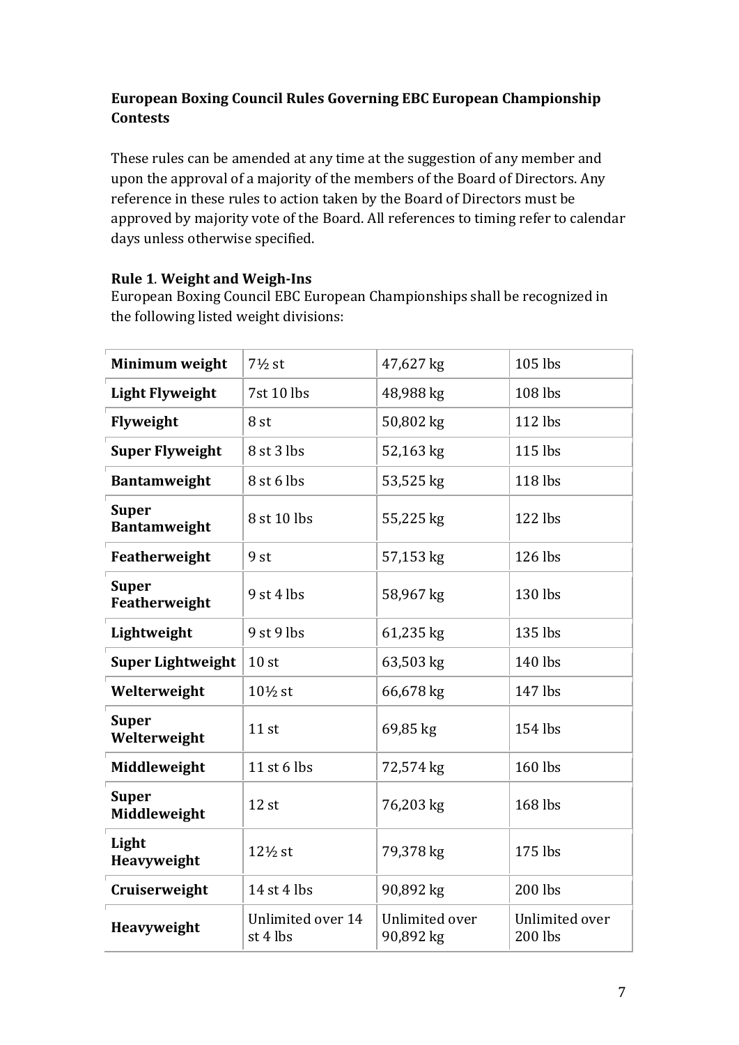**European Boxing Council Rules Governing EBC European Championship Contests**

These rules can be amended at any time at the suggestion of any member and upon the approval of a majority of the members of the Board of Directors. Any reference in these rules to action taken by the Board of Directors must be approved by majority vote of the Board. All references to timing refer to calendar days unless otherwise specified.

**Rule 1**. **Weight and Weigh-Ins**

European Boxing Council EBC European Championships shall be recognized in the following listed weight divisions:

| | | | |
|---|---|---|---|
| **Minimum weight** | 7½ st | 47,627 kg | 105 lbs |
| **Light Flyweight** | 7st 10 lbs | 48,988 kg | 108 lbs |
| **Flyweight** | 8 st | 50,802 kg | 112 lbs |
| **Super Flyweight** | 8 st 3 lbs | 52,163 kg | 115 lbs |
| **Bantamweight** | 8 st 6 lbs | 53,525 kg | 118 lbs |
| **Super Bantamweight** | 8 st 10 lbs | 55,225 kg | 122 lbs |
| **Featherweight** | 9 st | 57,153 kg | 126 lbs |
| **Super Featherweight** | 9 st 4 lbs | 58,967 kg | 130 lbs |
| **Lightweight** | 9 st 9 lbs | 61,235 kg | 135 lbs |
| **Super Lightweight** | 10 st | 63,503 kg | 140 lbs |
| **Welterweight** | 10½ st | 66,678 kg | 147 lbs |
| **Super Welterweight** | 11 st | 69,85 kg | 154 lbs |
| **Middleweight** | 11 st 6 lbs | 72,574 kg | 160 lbs |
| **Super Middleweight** | 12 st | 76,203 kg | 168 lbs |
| **Light Heavyweight** | 12½ st | 79,378 kg | 175 lbs |
| **Cruiserweight** | 14 st 4 lbs | 90,892 kg | 200 lbs |
| **Heavyweight** | Unlimited over 14 st 4 lbs | Unlimited over 90,892 kg | Unlimited over 200 lbs |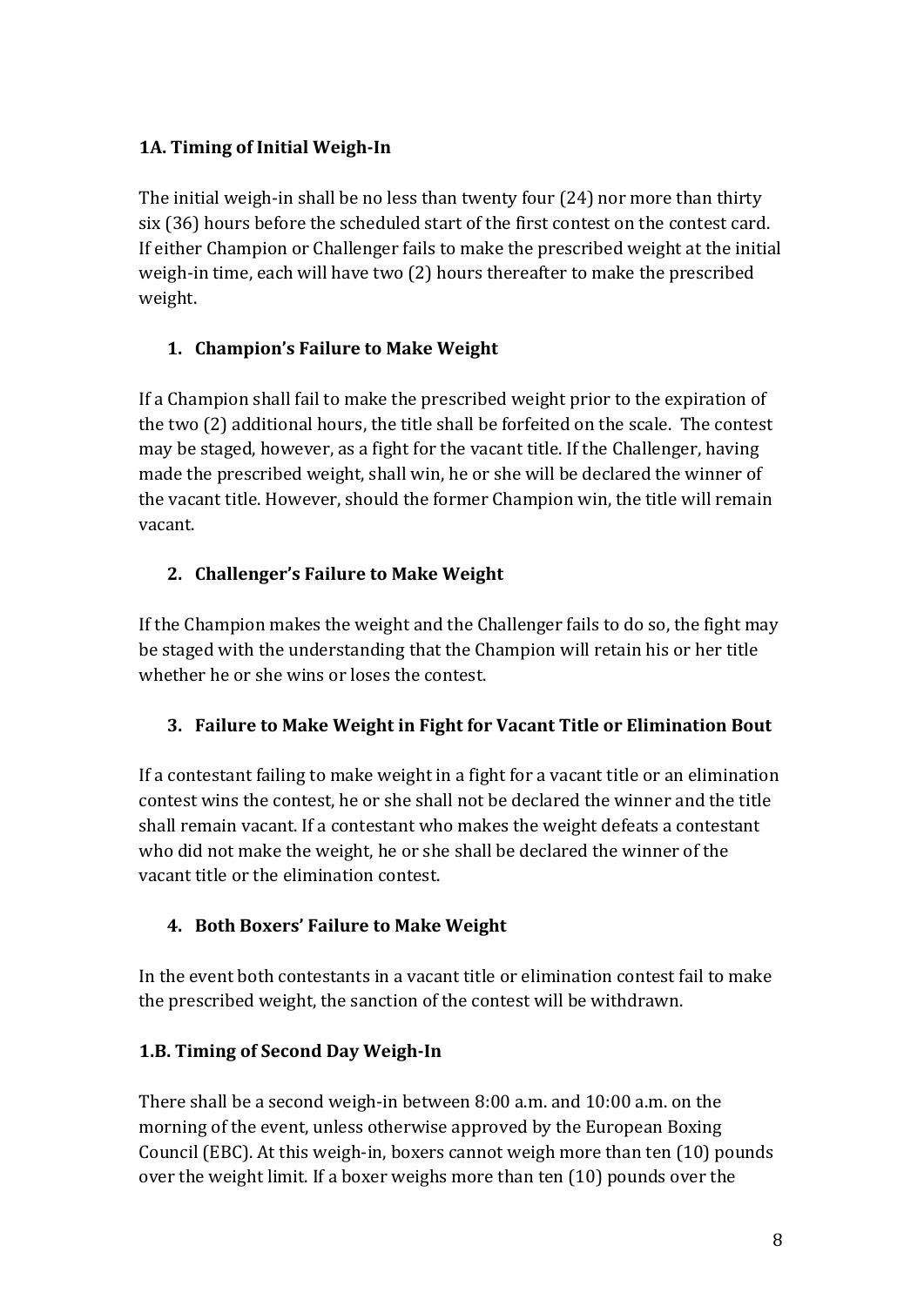### 1A. Timing of Initial Weigh-In

The initial weigh-in shall be no less than twenty four (24) nor more than thirty six (36) hours before the scheduled start of the first contest on the contest card. If either Champion or Challenger fails to make the prescribed weight at the initial weigh-in time, each will have two (2) hours thereafter to make the prescribed weight.

1. **Champion's Failure to Make Weight**

If a Champion shall fail to make the prescribed weight prior to the expiration of the two (2) additional hours, the title shall be forfeited on the scale. The contest may be staged, however, as a fight for the vacant title. If the Challenger, having made the prescribed weight, shall win, he or she will be declared the winner of the vacant title. However, should the former Champion win, the title will remain vacant.

2. **Challenger's Failure to Make Weight**

If the Champion makes the weight and the Challenger fails to do so, the fight may be staged with the understanding that the Champion will retain his or her title whether he or she wins or loses the contest.

3. **Failure to Make Weight in Fight for Vacant Title or Elimination Bout**

If a contestant failing to make weight in a fight for a vacant title or an elimination contest wins the contest, he or she shall not be declared the winner and the title shall remain vacant. If a contestant who makes the weight defeats a contestant who did not make the weight, he or she shall be declared the winner of the vacant title or the elimination contest.

4. **Both Boxers' Failure to Make Weight**

In the event both contestants in a vacant title or elimination contest fail to make the prescribed weight, the sanction of the contest will be withdrawn.

### 1.B. Timing of Second Day Weigh-In

There shall be a second weigh-in between 8:00 a.m. and 10:00 a.m. on the morning of the event, unless otherwise approved by the European Boxing Council (EBC). At this weigh-in, boxers cannot weigh more than ten (10) pounds over the weight limit. If a boxer weighs more than ten (10) pounds over the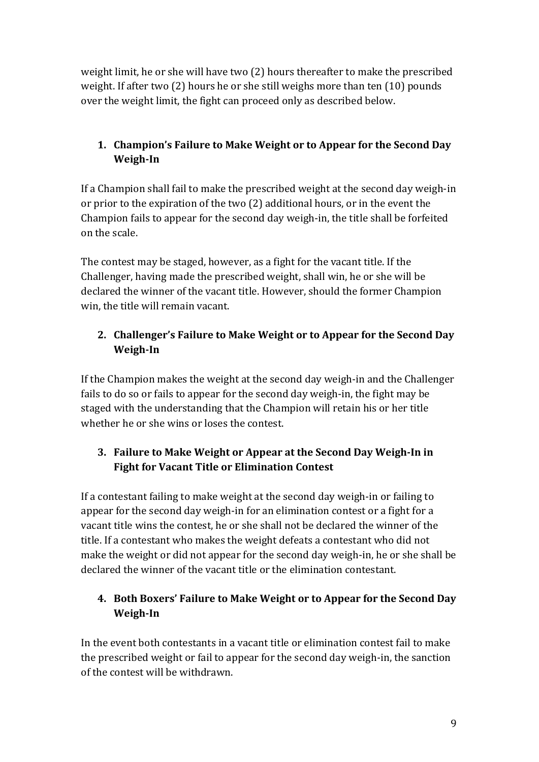weight limit, he or she will have two (2) hours thereafter to make the prescribed weight. If after two (2) hours he or she still weighs more than ten (10) pounds over the weight limit, the fight can proceed only as described below.

### 1. Champion's Failure to Make Weight or to Appear for the Second Day Weigh-In

If a Champion shall fail to make the prescribed weight at the second day weigh-in or prior to the expiration of the two (2) additional hours, or in the event the Champion fails to appear for the second day weigh-in, the title shall be forfeited on the scale.

The contest may be staged, however, as a fight for the vacant title. If the Challenger, having made the prescribed weight, shall win, he or she will be declared the winner of the vacant title. However, should the former Champion win, the title will remain vacant.

### 2. Challenger's Failure to Make Weight or to Appear for the Second Day Weigh-In

If the Champion makes the weight at the second day weigh-in and the Challenger fails to do so or fails to appear for the second day weigh-in, the fight may be staged with the understanding that the Champion will retain his or her title whether he or she wins or loses the contest.

### 3. Failure to Make Weight or Appear at the Second Day Weigh-In in Fight for Vacant Title or Elimination Contest

If a contestant failing to make weight at the second day weigh-in or failing to appear for the second day weigh-in for an elimination contest or a fight for a vacant title wins the contest, he or she shall not be declared the winner of the title. If a contestant who makes the weight defeats a contestant who did not make the weight or did not appear for the second day weigh-in, he or she shall be declared the winner of the vacant title or the elimination contestant.

### 4. Both Boxers' Failure to Make Weight or to Appear for the Second Day Weigh-In

In the event both contestants in a vacant title or elimination contest fail to make the prescribed weight or fail to appear for the second day weigh-in, the sanction of the contest will be withdrawn.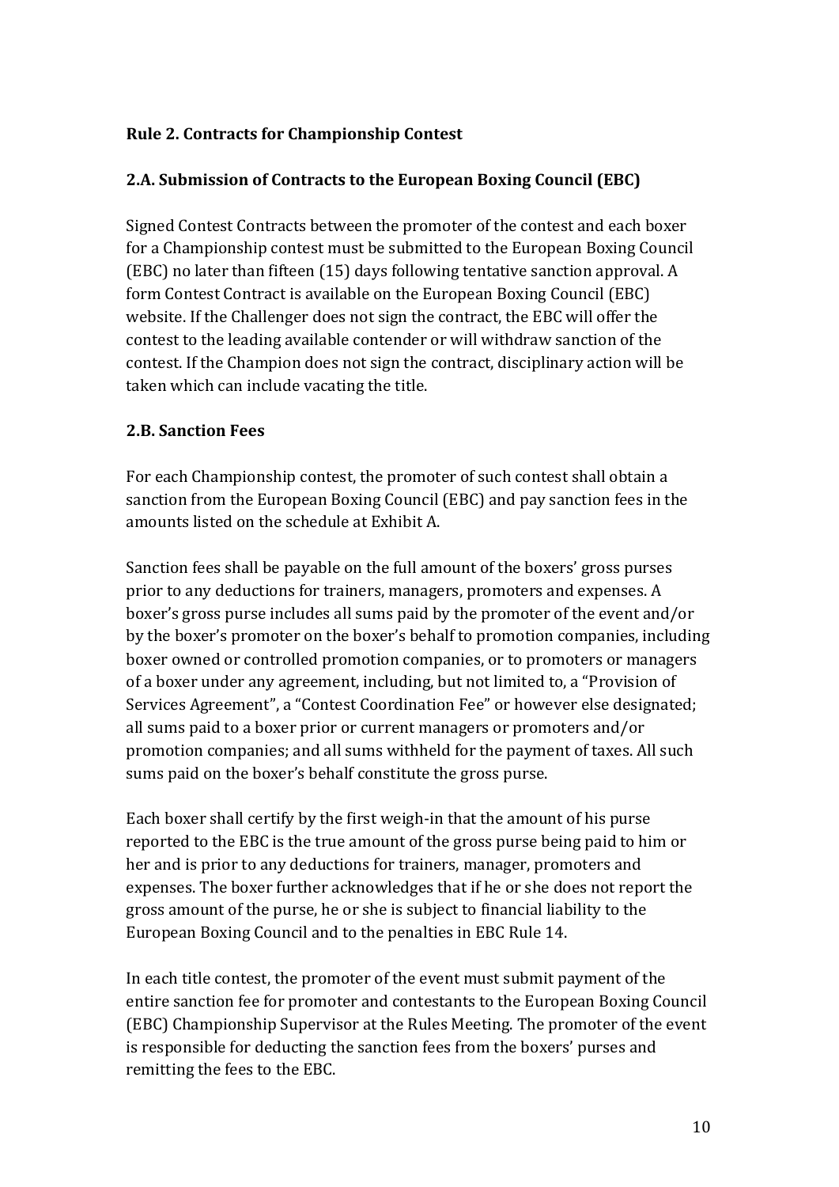## Rule 2. Contracts for Championship Contest

### 2.A. Submission of Contracts to the European Boxing Council (EBC)

Signed Contest Contracts between the promoter of the contest and each boxer for a Championship contest must be submitted to the European Boxing Council (EBC) no later than fifteen (15) days following tentative sanction approval. A form Contest Contract is available on the European Boxing Council (EBC) website. If the Challenger does not sign the contract, the EBC will offer the contest to the leading available contender or will withdraw sanction of the contest. If the Champion does not sign the contract, disciplinary action will be taken which can include vacating the title.

### 2.B. Sanction Fees

For each Championship contest, the promoter of such contest shall obtain a sanction from the European Boxing Council (EBC) and pay sanction fees in the amounts listed on the schedule at Exhibit A.

Sanction fees shall be payable on the full amount of the boxers' gross purses prior to any deductions for trainers, managers, promoters and expenses. A boxer's gross purse includes all sums paid by the promoter of the event and/or by the boxer's promoter on the boxer's behalf to promotion companies, including boxer owned or controlled promotion companies, or to promoters or managers of a boxer under any agreement, including, but not limited to, a "Provision of Services Agreement", a "Contest Coordination Fee" or however else designated; all sums paid to a boxer prior or current managers or promoters and/or promotion companies; and all sums withheld for the payment of taxes. All such sums paid on the boxer's behalf constitute the gross purse.

Each boxer shall certify by the first weigh-in that the amount of his purse reported to the EBC is the true amount of the gross purse being paid to him or her and is prior to any deductions for trainers, manager, promoters and expenses. The boxer further acknowledges that if he or she does not report the gross amount of the purse, he or she is subject to financial liability to the European Boxing Council and to the penalties in EBC Rule 14.

In each title contest, the promoter of the event must submit payment of the entire sanction fee for promoter and contestants to the European Boxing Council (EBC) Championship Supervisor at the Rules Meeting. The promoter of the event is responsible for deducting the sanction fees from the boxers' purses and remitting the fees to the EBC.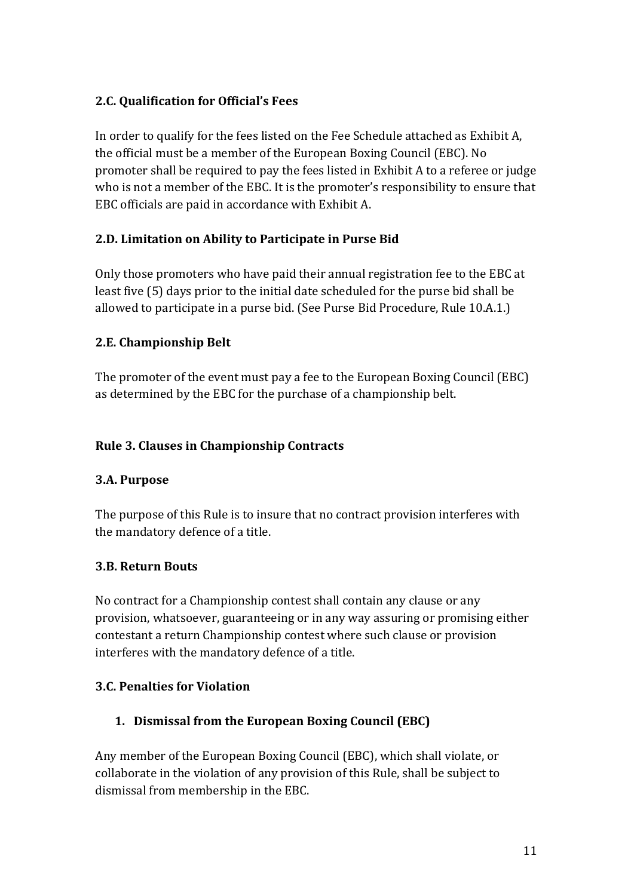### 2.C. Qualification for Official's Fees

In order to qualify for the fees listed on the Fee Schedule attached as Exhibit A, the official must be a member of the European Boxing Council (EBC). No promoter shall be required to pay the fees listed in Exhibit A to a referee or judge who is not a member of the EBC. It is the promoter's responsibility to ensure that EBC officials are paid in accordance with Exhibit A.

### 2.D. Limitation on Ability to Participate in Purse Bid

Only those promoters who have paid their annual registration fee to the EBC at least five (5) days prior to the initial date scheduled for the purse bid shall be allowed to participate in a purse bid. (See Purse Bid Procedure, Rule 10.A.1.)

### 2.E. Championship Belt

The promoter of the event must pay a fee to the European Boxing Council (EBC) as determined by the EBC for the purchase of a championship belt.

## Rule 3. Clauses in Championship Contracts

### 3.A. Purpose

The purpose of this Rule is to insure that no contract provision interferes with the mandatory defence of a title.

### 3.B. Return Bouts

No contract for a Championship contest shall contain any clause or any provision, whatsoever, guaranteeing or in any way assuring or promising either contestant a return Championship contest where such clause or provision interferes with the mandatory defence of a title.

### 3.C. Penalties for Violation

1. **Dismissal from the European Boxing Council (EBC)**

Any member of the European Boxing Council (EBC), which shall violate, or collaborate in the violation of any provision of this Rule, shall be subject to dismissal from membership in the EBC.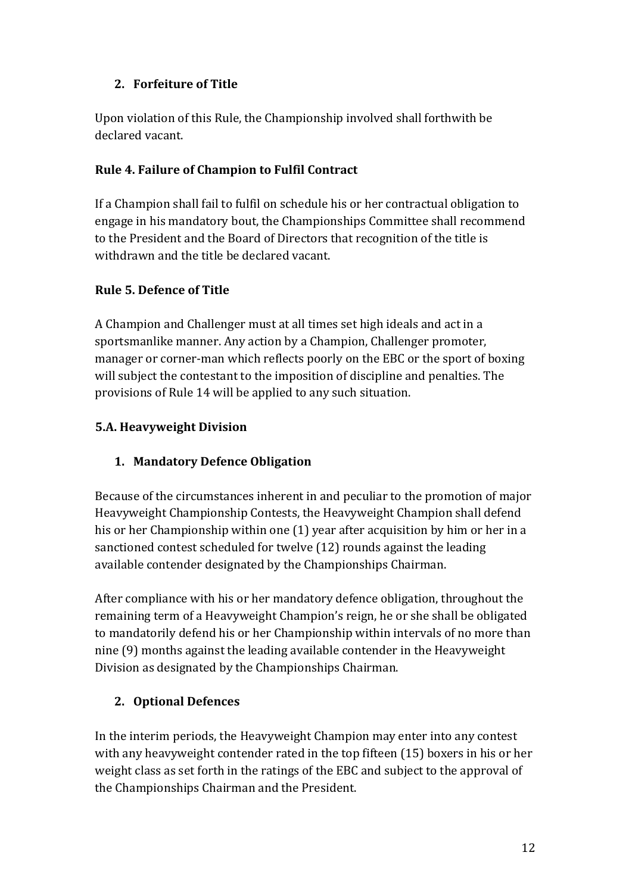### 2. Forfeiture of Title

Upon violation of this Rule, the Championship involved shall forthwith be declared vacant.

## Rule 4. Failure of Champion to Fulfil Contract

If a Champion shall fail to fulfil on schedule his or her contractual obligation to engage in his mandatory bout, the Championships Committee shall recommend to the President and the Board of Directors that recognition of the title is withdrawn and the title be declared vacant.

## Rule 5. Defence of Title

A Champion and Challenger must at all times set high ideals and act in a sportsmanlike manner. Any action by a Champion, Challenger promoter, manager or corner-man which reflects poorly on the EBC or the sport of boxing will subject the contestant to the imposition of discipline and penalties. The provisions of Rule 14 will be applied to any such situation.

## 5.A. Heavyweight Division

### 1. Mandatory Defence Obligation

Because of the circumstances inherent in and peculiar to the promotion of major Heavyweight Championship Contests, the Heavyweight Champion shall defend his or her Championship within one (1) year after acquisition by him or her in a sanctioned contest scheduled for twelve (12) rounds against the leading available contender designated by the Championships Chairman.

After compliance with his or her mandatory defence obligation, throughout the remaining term of a Heavyweight Champion's reign, he or she shall be obligated to mandatorily defend his or her Championship within intervals of no more than nine (9) months against the leading available contender in the Heavyweight Division as designated by the Championships Chairman.

### 2. Optional Defences

In the interim periods, the Heavyweight Champion may enter into any contest with any heavyweight contender rated in the top fifteen (15) boxers in his or her weight class as set forth in the ratings of the EBC and subject to the approval of the Championships Chairman and the President.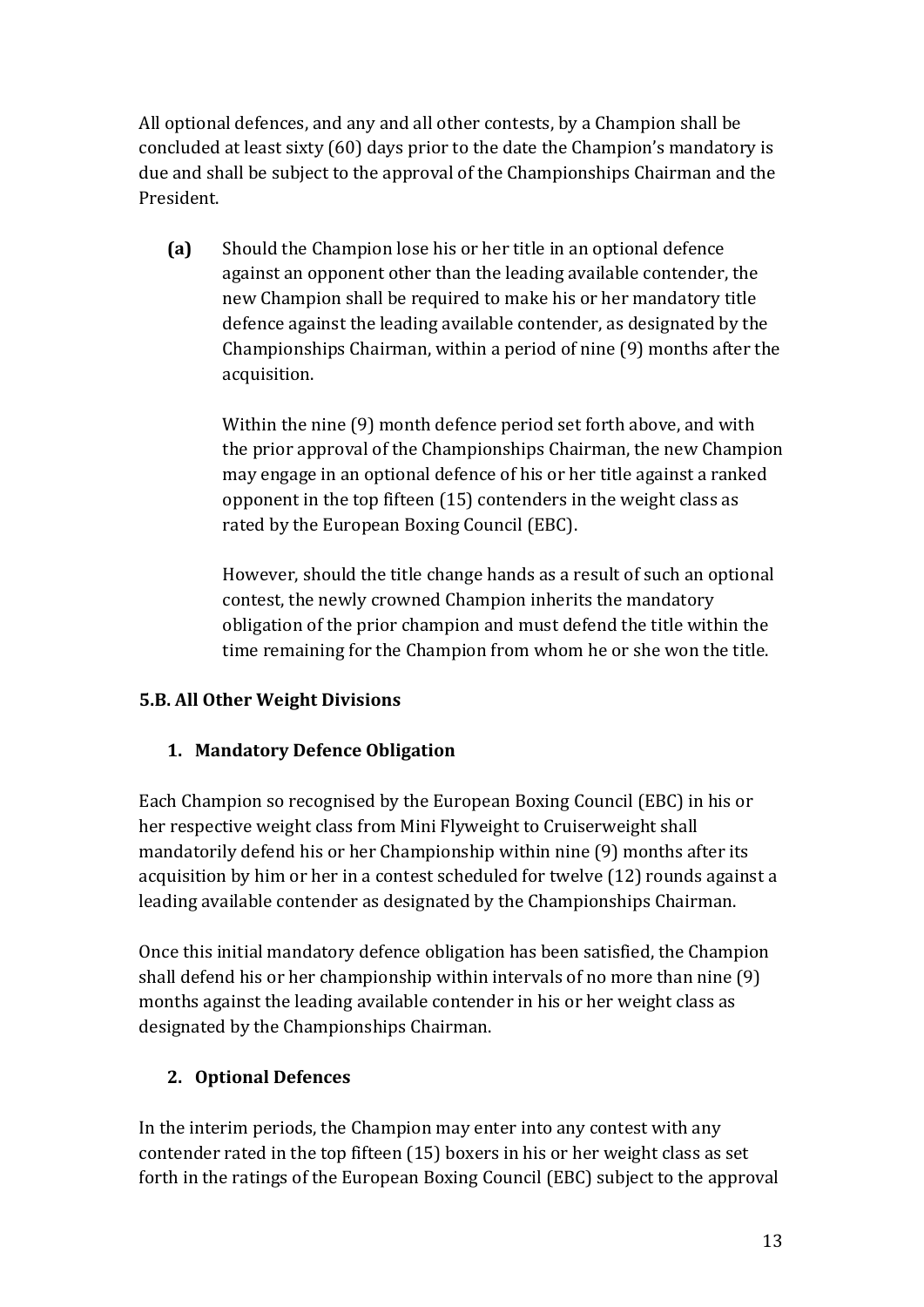All optional defences, and any and all other contests, by a Champion shall be concluded at least sixty (60) days prior to the date the Champion's mandatory is due and shall be subject to the approval of the Championships Chairman and the President.

**(a)** Should the Champion lose his or her title in an optional defence against an opponent other than the leading available contender, the new Champion shall be required to make his or her mandatory title defence against the leading available contender, as designated by the Championships Chairman, within a period of nine (9) months after the acquisition.

Within the nine (9) month defence period set forth above, and with the prior approval of the Championships Chairman, the new Champion may engage in an optional defence of his or her title against a ranked opponent in the top fifteen (15) contenders in the weight class as rated by the European Boxing Council (EBC).

However, should the title change hands as a result of such an optional contest, the newly crowned Champion inherits the mandatory obligation of the prior champion and must defend the title within the time remaining for the Champion from whom he or she won the title.

### 5.B. All Other Weight Divisions

#### 1. Mandatory Defence Obligation

Each Champion so recognised by the European Boxing Council (EBC) in his or her respective weight class from Mini Flyweight to Cruiserweight shall mandatorily defend his or her Championship within nine (9) months after its acquisition by him or her in a contest scheduled for twelve (12) rounds against a leading available contender as designated by the Championships Chairman.

Once this initial mandatory defence obligation has been satisfied, the Champion shall defend his or her championship within intervals of no more than nine (9) months against the leading available contender in his or her weight class as designated by the Championships Chairman.

#### 2. Optional Defences

In the interim periods, the Champion may enter into any contest with any contender rated in the top fifteen (15) boxers in his or her weight class as set forth in the ratings of the European Boxing Council (EBC) subject to the approval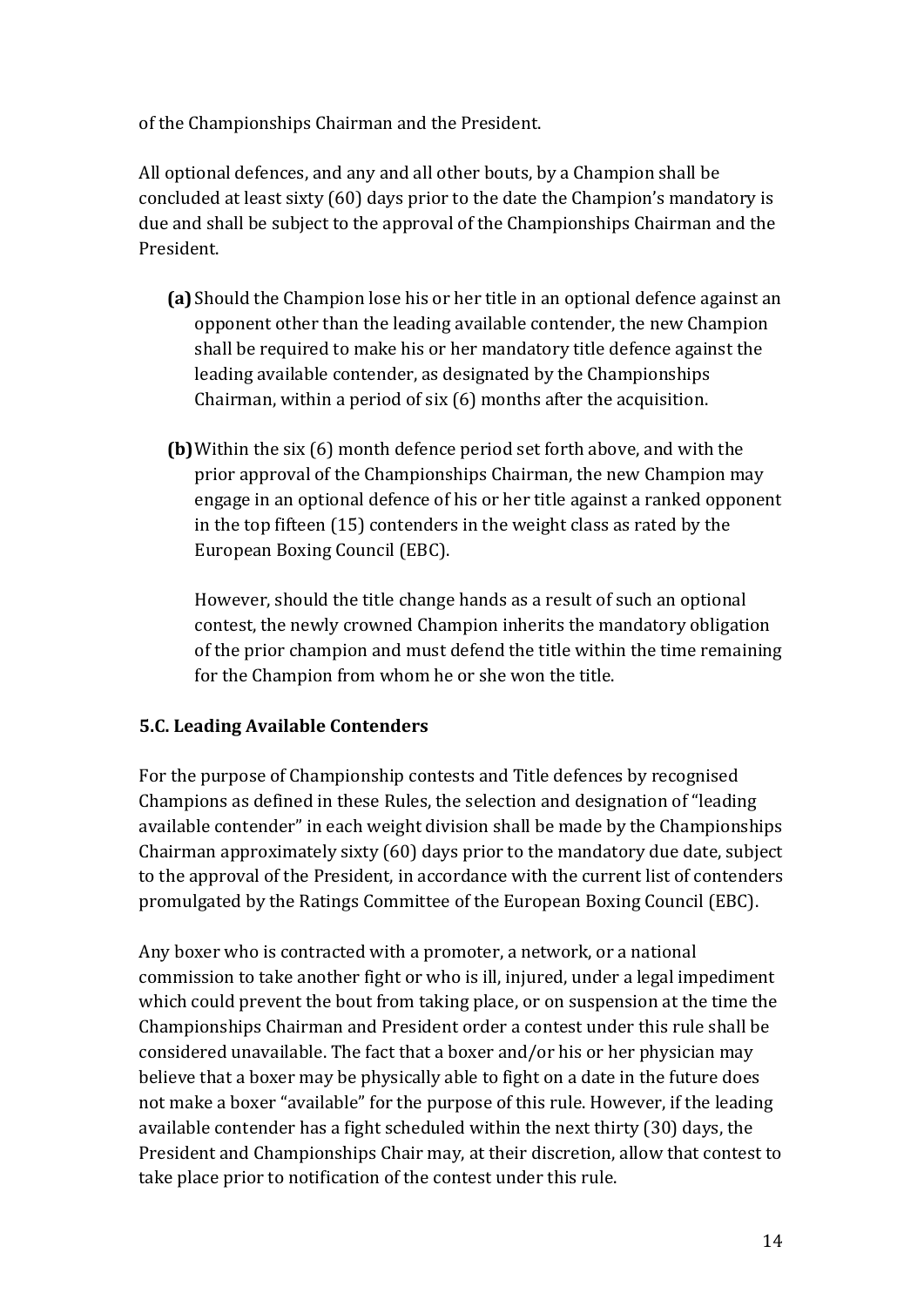of the Championships Chairman and the President.

All optional defences, and any and all other bouts, by a Champion shall be concluded at least sixty (60) days prior to the date the Champion's mandatory is due and shall be subject to the approval of the Championships Chairman and the President.

**(a)** Should the Champion lose his or her title in an optional defence against an opponent other than the leading available contender, the new Champion shall be required to make his or her mandatory title defence against the leading available contender, as designated by the Championships Chairman, within a period of six (6) months after the acquisition.

**(b)** Within the six (6) month defence period set forth above, and with the prior approval of the Championships Chairman, the new Champion may engage in an optional defence of his or her title against a ranked opponent in the top fifteen (15) contenders in the weight class as rated by the European Boxing Council (EBC).

However, should the title change hands as a result of such an optional contest, the newly crowned Champion inherits the mandatory obligation of the prior champion and must defend the title within the time remaining for the Champion from whom he or she won the title.

### 5.C. Leading Available Contenders

For the purpose of Championship contests and Title defences by recognised Champions as defined in these Rules, the selection and designation of "leading available contender" in each weight division shall be made by the Championships Chairman approximately sixty (60) days prior to the mandatory due date, subject to the approval of the President, in accordance with the current list of contenders promulgated by the Ratings Committee of the European Boxing Council (EBC).

Any boxer who is contracted with a promoter, a network, or a national commission to take another fight or who is ill, injured, under a legal impediment which could prevent the bout from taking place, or on suspension at the time the Championships Chairman and President order a contest under this rule shall be considered unavailable. The fact that a boxer and/or his or her physician may believe that a boxer may be physically able to fight on a date in the future does not make a boxer "available" for the purpose of this rule. However, if the leading available contender has a fight scheduled within the next thirty (30) days, the President and Championships Chair may, at their discretion, allow that contest to take place prior to notification of the contest under this rule.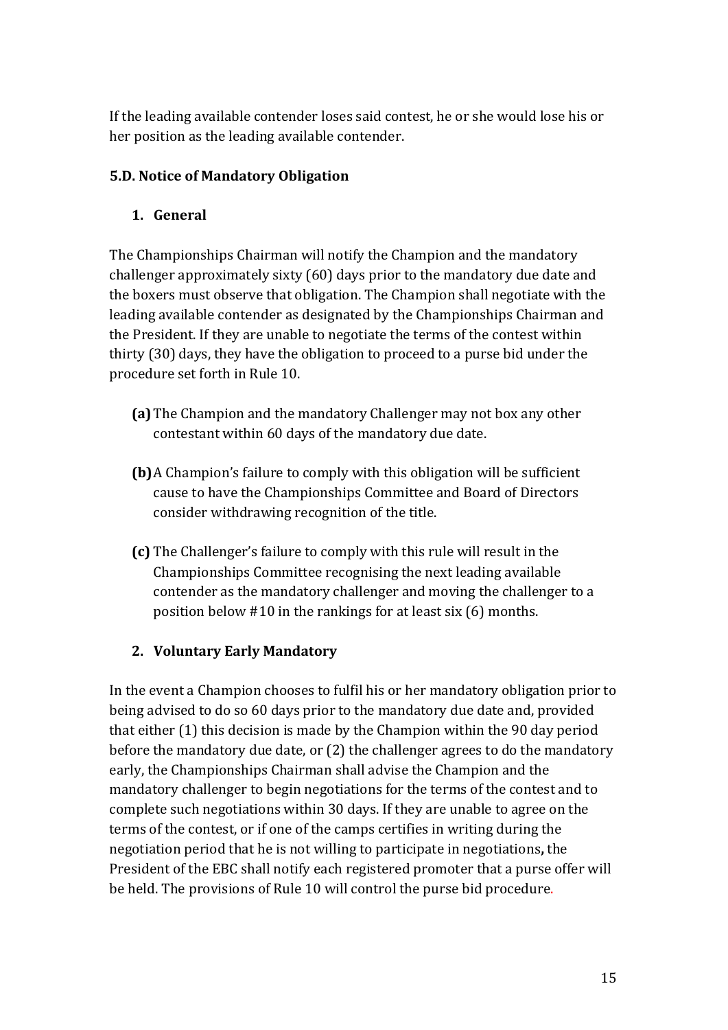If the leading available contender loses said contest, he or she would lose his or her position as the leading available contender.

### 5.D. Notice of Mandatory Obligation

#### 1. General

The Championships Chairman will notify the Champion and the mandatory challenger approximately sixty (60) days prior to the mandatory due date and the boxers must observe that obligation. The Champion shall negotiate with the leading available contender as designated by the Championships Chairman and the President. If they are unable to negotiate the terms of the contest within thirty (30) days, they have the obligation to proceed to a purse bid under the procedure set forth in Rule 10.

- **(a)** The Champion and the mandatory Challenger may not box any other contestant within 60 days of the mandatory due date.
- **(b)** A Champion's failure to comply with this obligation will be sufficient cause to have the Championships Committee and Board of Directors consider withdrawing recognition of the title.
- **(c)** The Challenger's failure to comply with this rule will result in the Championships Committee recognising the next leading available contender as the mandatory challenger and moving the challenger to a position below #10 in the rankings for at least six (6) months.

#### 2. Voluntary Early Mandatory

In the event a Champion chooses to fulfil his or her mandatory obligation prior to being advised to do so 60 days prior to the mandatory due date and, provided that either (1) this decision is made by the Champion within the 90 day period before the mandatory due date, or (2) the challenger agrees to do the mandatory early, the Championships Chairman shall advise the Champion and the mandatory challenger to begin negotiations for the terms of the contest and to complete such negotiations within 30 days. If they are unable to agree on the terms of the contest, or if one of the camps certifies in writing during the negotiation period that he is not willing to participate in negotiations**,** the President of the EBC shall notify each registered promoter that a purse offer will be held. The provisions of Rule 10 will control the purse bid procedure.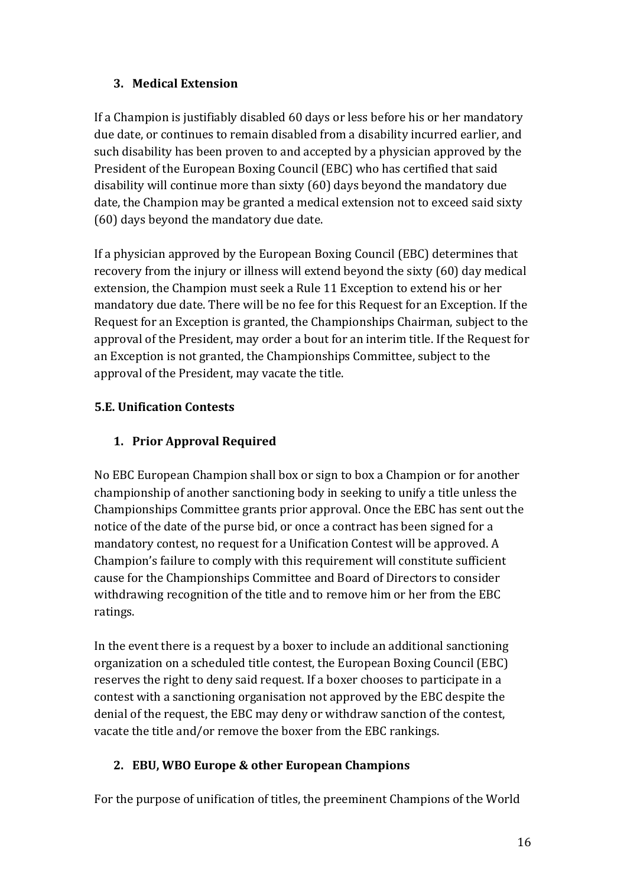### 3. Medical Extension

If a Champion is justifiably disabled 60 days or less before his or her mandatory due date, or continues to remain disabled from a disability incurred earlier, and such disability has been proven to and accepted by a physician approved by the President of the European Boxing Council (EBC) who has certified that said disability will continue more than sixty (60) days beyond the mandatory due date, the Champion may be granted a medical extension not to exceed said sixty (60) days beyond the mandatory due date.

If a physician approved by the European Boxing Council (EBC) determines that recovery from the injury or illness will extend beyond the sixty (60) day medical extension, the Champion must seek a Rule 11 Exception to extend his or her mandatory due date. There will be no fee for this Request for an Exception. If the Request for an Exception is granted, the Championships Chairman, subject to the approval of the President, may order a bout for an interim title. If the Request for an Exception is not granted, the Championships Committee, subject to the approval of the President, may vacate the title.

## 5.E. Unification Contests

### 1. Prior Approval Required

No EBC European Champion shall box or sign to box a Champion or for another championship of another sanctioning body in seeking to unify a title unless the Championships Committee grants prior approval. Once the EBC has sent out the notice of the date of the purse bid, or once a contract has been signed for a mandatory contest, no request for a Unification Contest will be approved. A Champion's failure to comply with this requirement will constitute sufficient cause for the Championships Committee and Board of Directors to consider withdrawing recognition of the title and to remove him or her from the EBC ratings.

In the event there is a request by a boxer to include an additional sanctioning organization on a scheduled title contest, the European Boxing Council (EBC) reserves the right to deny said request. If a boxer chooses to participate in a contest with a sanctioning organisation not approved by the EBC despite the denial of the request, the EBC may deny or withdraw sanction of the contest, vacate the title and/or remove the boxer from the EBC rankings.

### 2. EBU, WBO Europe & other European Champions

For the purpose of unification of titles, the preeminent Champions of the World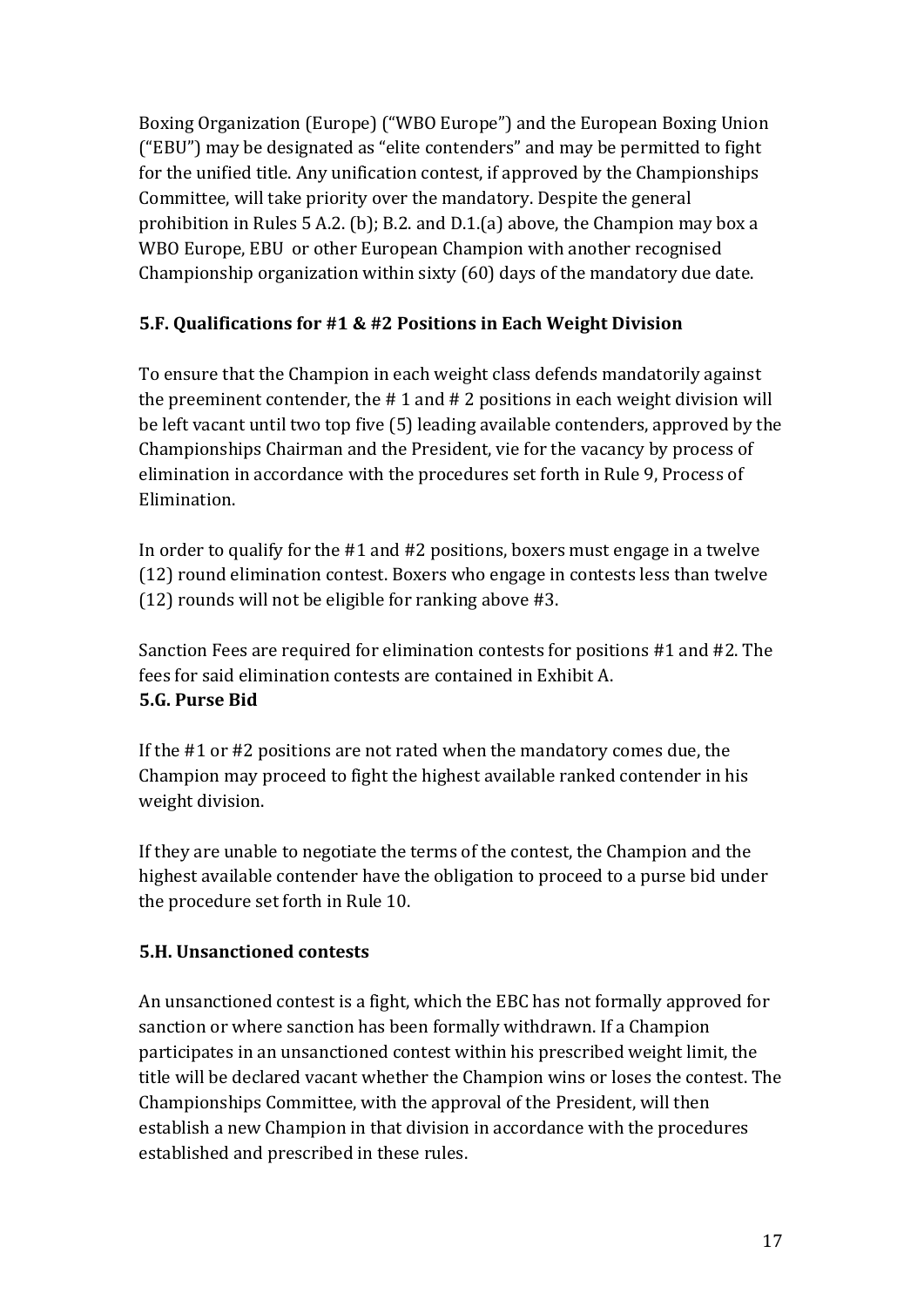Boxing Organization (Europe) ("WBO Europe") and the European Boxing Union ("EBU") may be designated as "elite contenders" and may be permitted to fight for the unified title. Any unification contest, if approved by the Championships Committee, will take priority over the mandatory. Despite the general prohibition in Rules 5 A.2. (b); B.2. and D.1.(a) above, the Champion may box a WBO Europe, EBU or other European Champion with another recognised Championship organization within sixty (60) days of the mandatory due date.

### 5.F. Qualifications for #1 & #2 Positions in Each Weight Division

To ensure that the Champion in each weight class defends mandatorily against the preeminent contender, the # 1 and # 2 positions in each weight division will be left vacant until two top five (5) leading available contenders, approved by the Championships Chairman and the President, vie for the vacancy by process of elimination in accordance with the procedures set forth in Rule 9, Process of Elimination.

In order to qualify for the #1 and #2 positions, boxers must engage in a twelve (12) round elimination contest. Boxers who engage in contests less than twelve (12) rounds will not be eligible for ranking above #3.

Sanction Fees are required for elimination contests for positions #1 and #2. The fees for said elimination contests are contained in Exhibit A.

### 5.G. Purse Bid

If the #1 or #2 positions are not rated when the mandatory comes due, the Champion may proceed to fight the highest available ranked contender in his weight division.

If they are unable to negotiate the terms of the contest, the Champion and the highest available contender have the obligation to proceed to a purse bid under the procedure set forth in Rule 10.

### 5.H. Unsanctioned contests

An unsanctioned contest is a fight, which the EBC has not formally approved for sanction or where sanction has been formally withdrawn. If a Champion participates in an unsanctioned contest within his prescribed weight limit, the title will be declared vacant whether the Champion wins or loses the contest. The Championships Committee, with the approval of the President, will then establish a new Champion in that division in accordance with the procedures established and prescribed in these rules.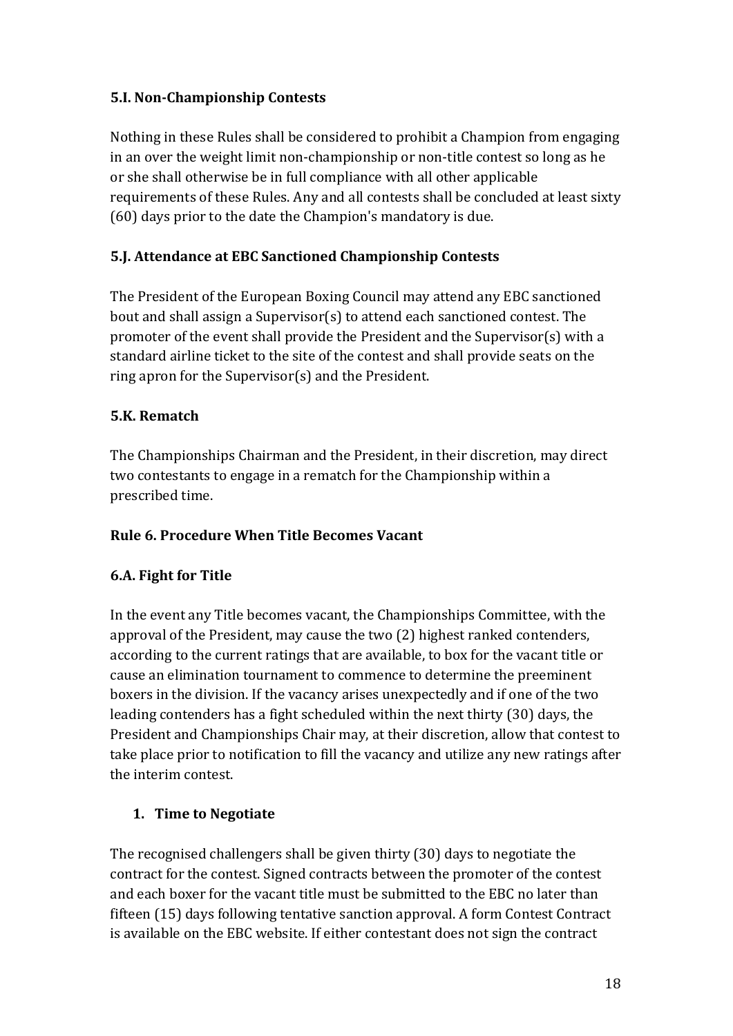### 5.I. Non-Championship Contests

Nothing in these Rules shall be considered to prohibit a Champion from engaging in an over the weight limit non-championship or non-title contest so long as he or she shall otherwise be in full compliance with all other applicable requirements of these Rules. Any and all contests shall be concluded at least sixty (60) days prior to the date the Champion's mandatory is due.

### 5.J. Attendance at EBC Sanctioned Championship Contests

The President of the European Boxing Council may attend any EBC sanctioned bout and shall assign a Supervisor(s) to attend each sanctioned contest. The promoter of the event shall provide the President and the Supervisor(s) with a standard airline ticket to the site of the contest and shall provide seats on the ring apron for the Supervisor(s) and the President.

### 5.K. Rematch

The Championships Chairman and the President, in their discretion, may direct two contestants to engage in a rematch for the Championship within a prescribed time.

## Rule 6. Procedure When Title Becomes Vacant

### 6.A. Fight for Title

In the event any Title becomes vacant, the Championships Committee, with the approval of the President, may cause the two (2) highest ranked contenders, according to the current ratings that are available, to box for the vacant title or cause an elimination tournament to commence to determine the preeminent boxers in the division. If the vacancy arises unexpectedly and if one of the two leading contenders has a fight scheduled within the next thirty (30) days, the President and Championships Chair may, at their discretion, allow that contest to take place prior to notification to fill the vacancy and utilize any new ratings after the interim contest.

1. **Time to Negotiate**

The recognised challengers shall be given thirty (30) days to negotiate the contract for the contest. Signed contracts between the promoter of the contest and each boxer for the vacant title must be submitted to the EBC no later than fifteen (15) days following tentative sanction approval. A form Contest Contract is available on the EBC website. If either contestant does not sign the contract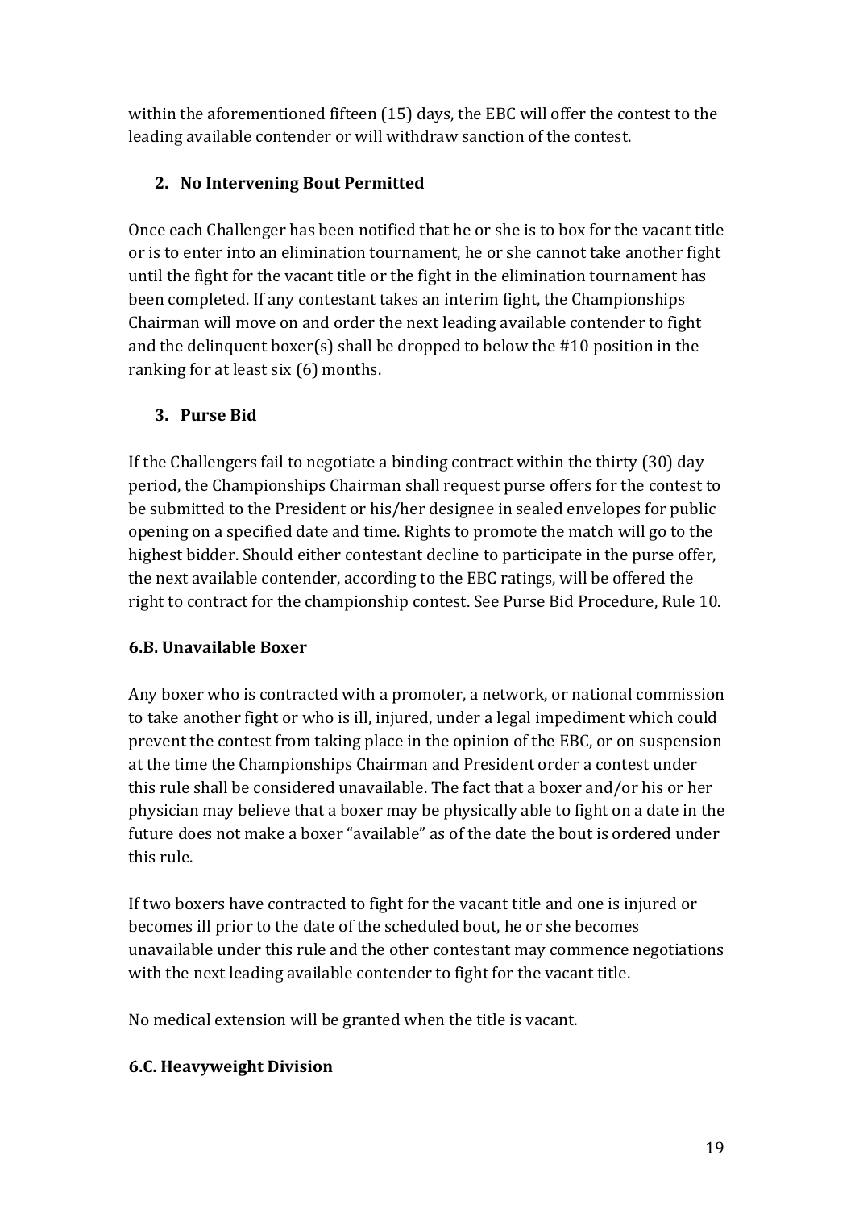within the aforementioned fifteen (15) days, the EBC will offer the contest to the leading available contender or will withdraw sanction of the contest.

2. **No Intervening Bout Permitted**

Once each Challenger has been notified that he or she is to box for the vacant title or is to enter into an elimination tournament, he or she cannot take another fight until the fight for the vacant title or the fight in the elimination tournament has been completed. If any contestant takes an interim fight, the Championships Chairman will move on and order the next leading available contender to fight and the delinquent boxer(s) shall be dropped to below the #10 position in the ranking for at least six (6) months.

3. **Purse Bid**

If the Challengers fail to negotiate a binding contract within the thirty (30) day period, the Championships Chairman shall request purse offers for the contest to be submitted to the President or his/her designee in sealed envelopes for public opening on a specified date and time. Rights to promote the match will go to the highest bidder. Should either contestant decline to participate in the purse offer, the next available contender, according to the EBC ratings, will be offered the right to contract for the championship contest. See Purse Bid Procedure, Rule 10.

### 6.B. Unavailable Boxer

Any boxer who is contracted with a promoter, a network, or national commission to take another fight or who is ill, injured, under a legal impediment which could prevent the contest from taking place in the opinion of the EBC, or on suspension at the time the Championships Chairman and President order a contest under this rule shall be considered unavailable. The fact that a boxer and/or his or her physician may believe that a boxer may be physically able to fight on a date in the future does not make a boxer "available" as of the date the bout is ordered under this rule.

If two boxers have contracted to fight for the vacant title and one is injured or becomes ill prior to the date of the scheduled bout, he or she becomes unavailable under this rule and the other contestant may commence negotiations with the next leading available contender to fight for the vacant title.

No medical extension will be granted when the title is vacant.

### 6.C. Heavyweight Division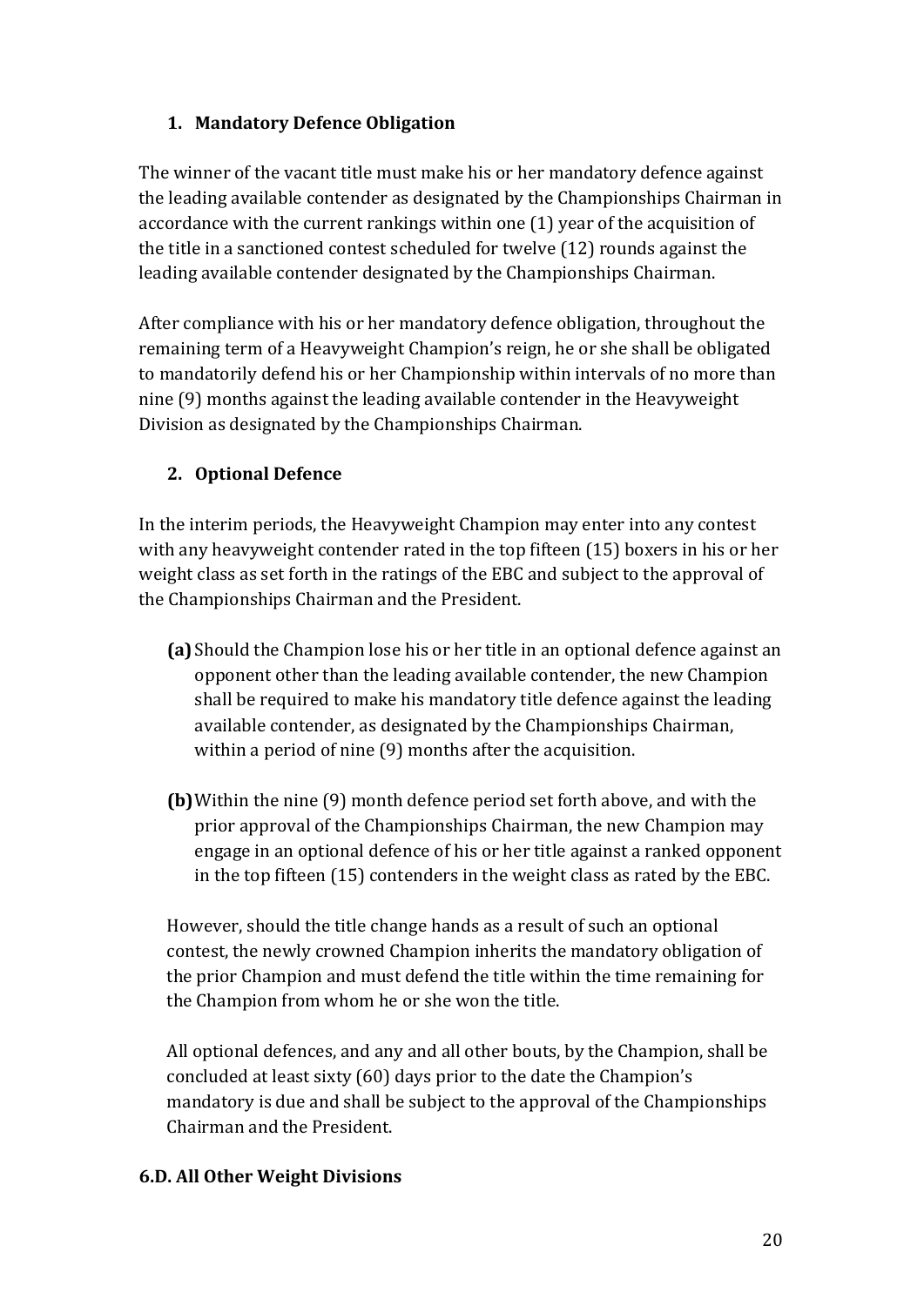1. **Mandatory Defence Obligation**

The winner of the vacant title must make his or her mandatory defence against the leading available contender as designated by the Championships Chairman in accordance with the current rankings within one (1) year of the acquisition of the title in a sanctioned contest scheduled for twelve (12) rounds against the leading available contender designated by the Championships Chairman.

After compliance with his or her mandatory defence obligation, throughout the remaining term of a Heavyweight Champion's reign, he or she shall be obligated to mandatorily defend his or her Championship within intervals of no more than nine (9) months against the leading available contender in the Heavyweight Division as designated by the Championships Chairman.

2. **Optional Defence**

In the interim periods, the Heavyweight Champion may enter into any contest with any heavyweight contender rated in the top fifteen (15) boxers in his or her weight class as set forth in the ratings of the EBC and subject to the approval of the Championships Chairman and the President.

**(a)** Should the Champion lose his or her title in an optional defence against an opponent other than the leading available contender, the new Champion shall be required to make his mandatory title defence against the leading available contender, as designated by the Championships Chairman, within a period of nine (9) months after the acquisition.

**(b)** Within the nine (9) month defence period set forth above, and with the prior approval of the Championships Chairman, the new Champion may engage in an optional defence of his or her title against a ranked opponent in the top fifteen (15) contenders in the weight class as rated by the EBC.

However, should the title change hands as a result of such an optional contest, the newly crowned Champion inherits the mandatory obligation of the prior Champion and must defend the title within the time remaining for the Champion from whom he or she won the title.

All optional defences, and any and all other bouts, by the Champion, shall be concluded at least sixty (60) days prior to the date the Champion's mandatory is due and shall be subject to the approval of the Championships Chairman and the President.

### 6.D. All Other Weight Divisions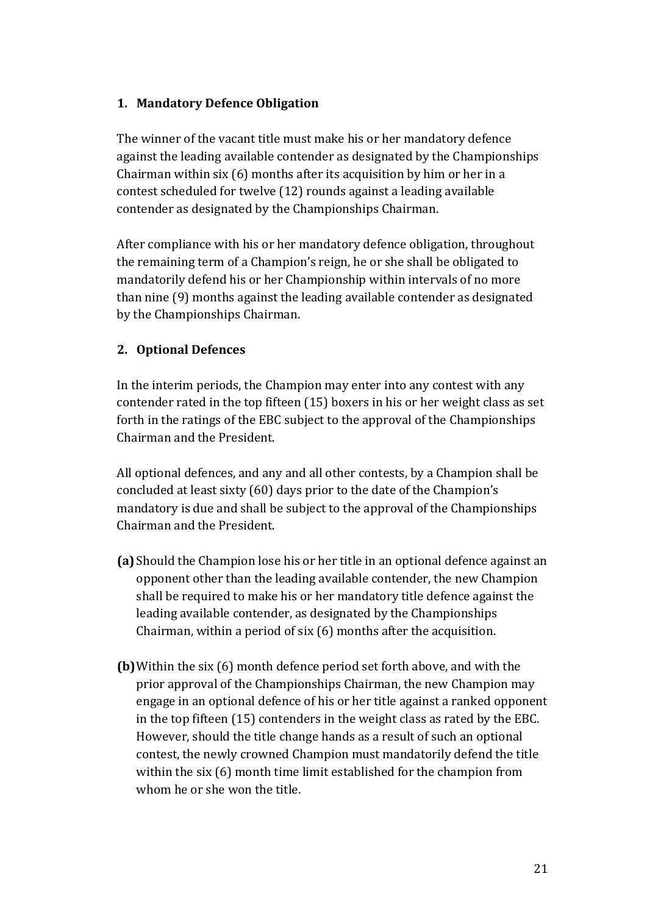## 1. Mandatory Defence Obligation

The winner of the vacant title must make his or her mandatory defence against the leading available contender as designated by the Championships Chairman within six (6) months after its acquisition by him or her in a contest scheduled for twelve (12) rounds against a leading available contender as designated by the Championships Chairman.

After compliance with his or her mandatory defence obligation, throughout the remaining term of a Champion's reign, he or she shall be obligated to mandatorily defend his or her Championship within intervals of no more than nine (9) months against the leading available contender as designated by the Championships Chairman.

## 2. Optional Defences

In the interim periods, the Champion may enter into any contest with any contender rated in the top fifteen (15) boxers in his or her weight class as set forth in the ratings of the EBC subject to the approval of the Championships Chairman and the President.

All optional defences, and any and all other contests, by a Champion shall be concluded at least sixty (60) days prior to the date of the Champion's mandatory is due and shall be subject to the approval of the Championships Chairman and the President.

**(a)** Should the Champion lose his or her title in an optional defence against an opponent other than the leading available contender, the new Champion shall be required to make his or her mandatory title defence against the leading available contender, as designated by the Championships Chairman, within a period of six (6) months after the acquisition.

**(b)** Within the six (6) month defence period set forth above, and with the prior approval of the Championships Chairman, the new Champion may engage in an optional defence of his or her title against a ranked opponent in the top fifteen (15) contenders in the weight class as rated by the EBC. However, should the title change hands as a result of such an optional contest, the newly crowned Champion must mandatorily defend the title within the six (6) month time limit established for the champion from whom he or she won the title.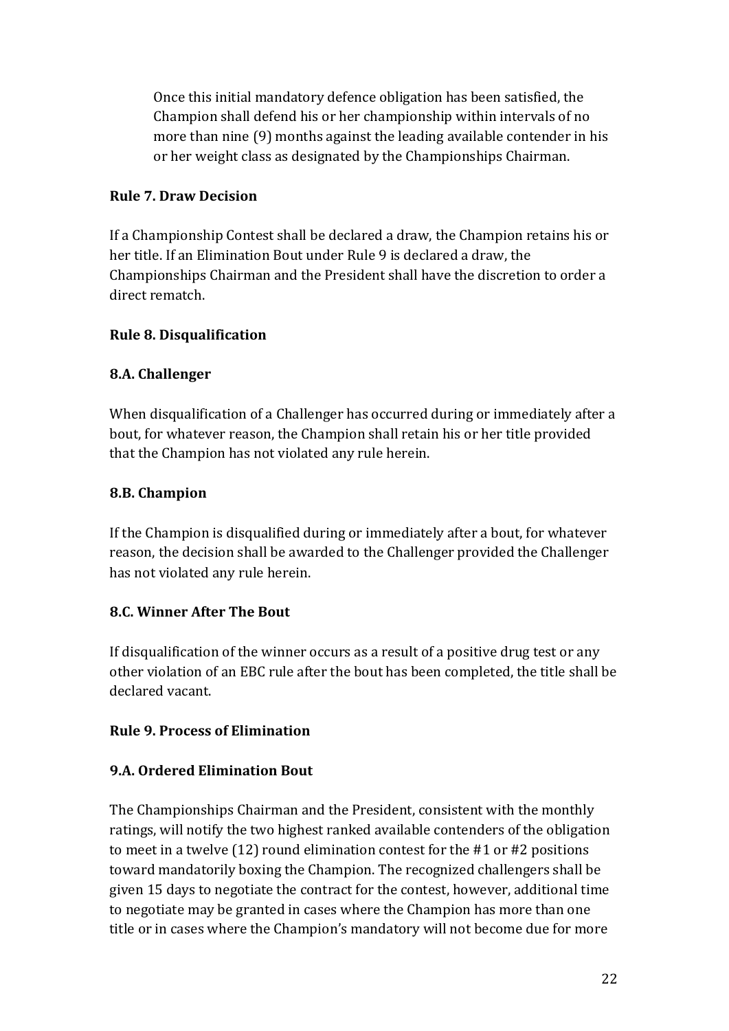Once this initial mandatory defence obligation has been satisfied, the Champion shall defend his or her championship within intervals of no more than nine (9) months against the leading available contender in his or her weight class as designated by the Championships Chairman.

**Rule 7. Draw Decision**

If a Championship Contest shall be declared a draw, the Champion retains his or her title. If an Elimination Bout under Rule 9 is declared a draw, the Championships Chairman and the President shall have the discretion to order a direct rematch.

**Rule 8. Disqualification**

**8.A. Challenger**

When disqualification of a Challenger has occurred during or immediately after a bout, for whatever reason, the Champion shall retain his or her title provided that the Champion has not violated any rule herein.

**8.B. Champion**

If the Champion is disqualified during or immediately after a bout, for whatever reason, the decision shall be awarded to the Challenger provided the Challenger has not violated any rule herein.

**8.C. Winner After The Bout**

If disqualification of the winner occurs as a result of a positive drug test or any other violation of an EBC rule after the bout has been completed, the title shall be declared vacant.

**Rule 9. Process of Elimination**

**9.A. Ordered Elimination Bout**

The Championships Chairman and the President, consistent with the monthly ratings, will notify the two highest ranked available contenders of the obligation to meet in a twelve (12) round elimination contest for the #1 or #2 positions toward mandatorily boxing the Champion. The recognized challengers shall be given 15 days to negotiate the contract for the contest, however, additional time to negotiate may be granted in cases where the Champion has more than one title or in cases where the Champion's mandatory will not become due for more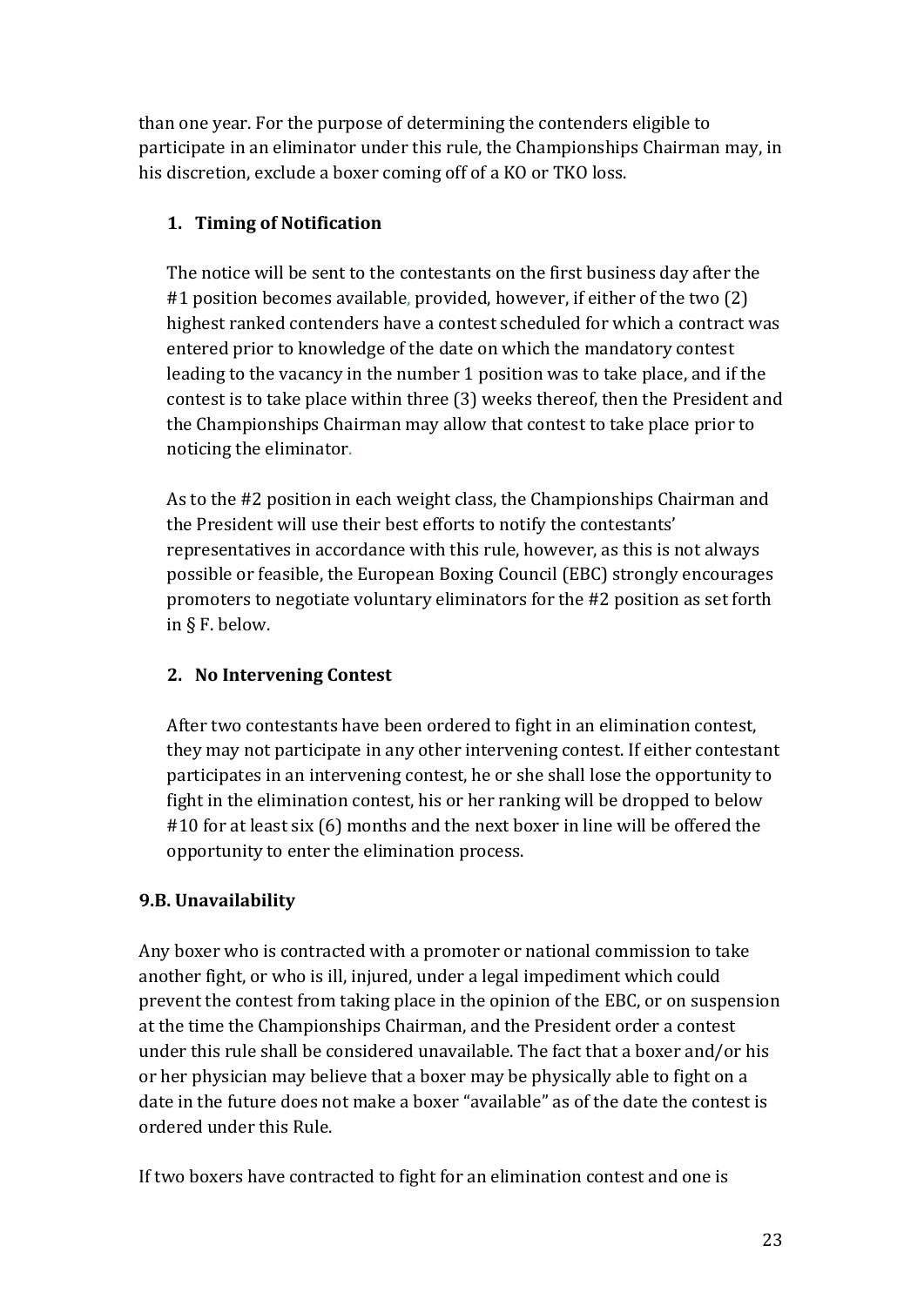than one year. For the purpose of determining the contenders eligible to participate in an eliminator under this rule, the Championships Chairman may, in his discretion, exclude a boxer coming off of a KO or TKO loss.

### 1. Timing of Notification

The notice will be sent to the contestants on the first business day after the #1 position becomes available, provided, however, if either of the two (2) highest ranked contenders have a contest scheduled for which a contract was entered prior to knowledge of the date on which the mandatory contest leading to the vacancy in the number 1 position was to take place, and if the contest is to take place within three (3) weeks thereof, then the President and the Championships Chairman may allow that contest to take place prior to noticing the eliminator.

As to the #2 position in each weight class, the Championships Chairman and the President will use their best efforts to notify the contestants' representatives in accordance with this rule, however, as this is not always possible or feasible, the European Boxing Council (EBC) strongly encourages promoters to negotiate voluntary eliminators for the #2 position as set forth in § F. below.

### 2. No Intervening Contest

After two contestants have been ordered to fight in an elimination contest, they may not participate in any other intervening contest. If either contestant participates in an intervening contest, he or she shall lose the opportunity to fight in the elimination contest, his or her ranking will be dropped to below #10 for at least six (6) months and the next boxer in line will be offered the opportunity to enter the elimination process.

## 9.B. Unavailability

Any boxer who is contracted with a promoter or national commission to take another fight, or who is ill, injured, under a legal impediment which could prevent the contest from taking place in the opinion of the EBC, or on suspension at the time the Championships Chairman, and the President order a contest under this rule shall be considered unavailable. The fact that a boxer and/or his or her physician may believe that a boxer may be physically able to fight on a date in the future does not make a boxer "available" as of the date the contest is ordered under this Rule.

If two boxers have contracted to fight for an elimination contest and one is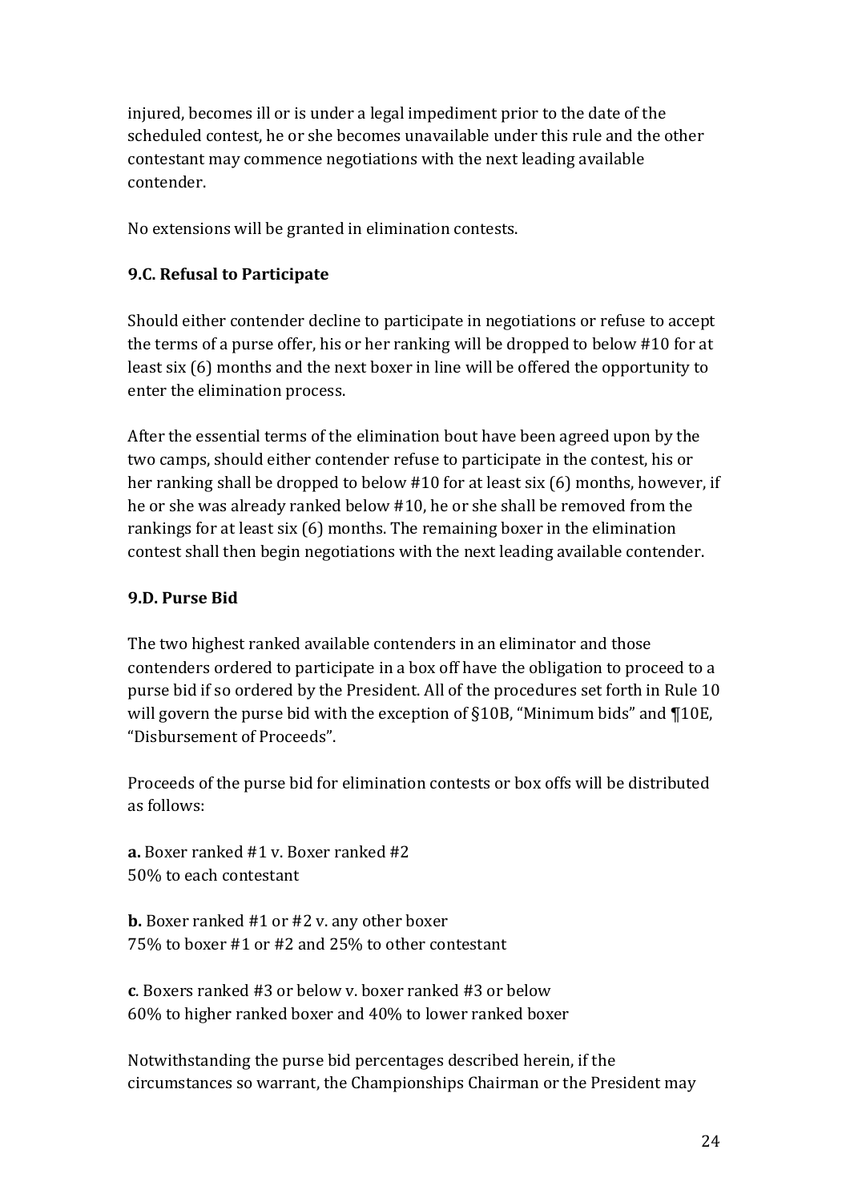injured, becomes ill or is under a legal impediment prior to the date of the scheduled contest, he or she becomes unavailable under this rule and the other contestant may commence negotiations with the next leading available contender.

No extensions will be granted in elimination contests.

### 9.C. Refusal to Participate

Should either contender decline to participate in negotiations or refuse to accept the terms of a purse offer, his or her ranking will be dropped to below #10 for at least six (6) months and the next boxer in line will be offered the opportunity to enter the elimination process.

After the essential terms of the elimination bout have been agreed upon by the two camps, should either contender refuse to participate in the contest, his or her ranking shall be dropped to below #10 for at least six (6) months, however, if he or she was already ranked below #10, he or she shall be removed from the rankings for at least six (6) months. The remaining boxer in the elimination contest shall then begin negotiations with the next leading available contender.

### 9.D. Purse Bid

The two highest ranked available contenders in an eliminator and those contenders ordered to participate in a box off have the obligation to proceed to a purse bid if so ordered by the President. All of the procedures set forth in Rule 10 will govern the purse bid with the exception of §10B, "Minimum bids" and ¶10E, "Disbursement of Proceeds".

Proceeds of the purse bid for elimination contests or box offs will be distributed as follows:

**a.** Boxer ranked #1 v. Boxer ranked #2
50% to each contestant

**b.** Boxer ranked #1 or #2 v. any other boxer
75% to boxer #1 or #2 and 25% to other contestant

**c**. Boxers ranked #3 or below v. boxer ranked #3 or below
60% to higher ranked boxer and 40% to lower ranked boxer

Notwithstanding the purse bid percentages described herein, if the circumstances so warrant, the Championships Chairman or the President may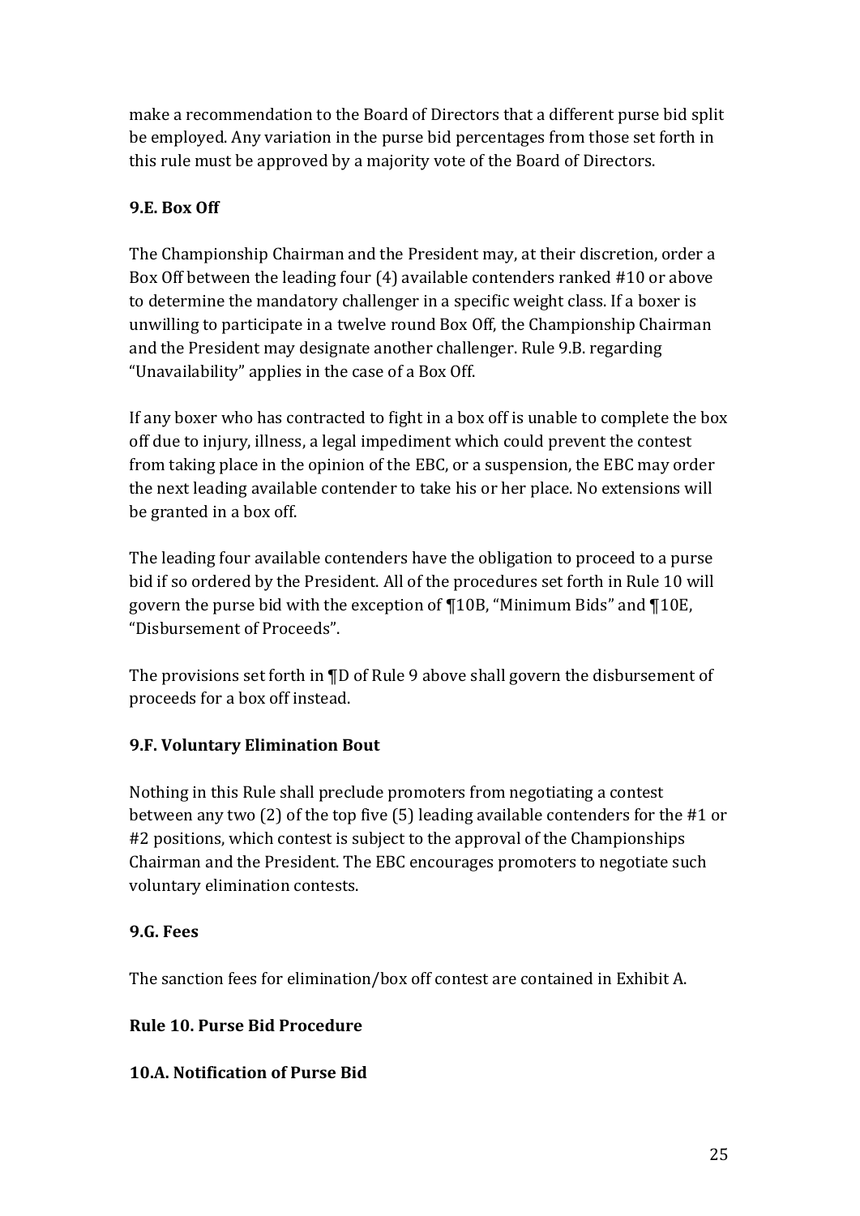make a recommendation to the Board of Directors that a different purse bid split be employed. Any variation in the purse bid percentages from those set forth in this rule must be approved by a majority vote of the Board of Directors.

### 9.E. Box Off

The Championship Chairman and the President may, at their discretion, order a Box Off between the leading four (4) available contenders ranked #10 or above to determine the mandatory challenger in a specific weight class. If a boxer is unwilling to participate in a twelve round Box Off, the Championship Chairman and the President may designate another challenger. Rule 9.B. regarding "Unavailability" applies in the case of a Box Off.

If any boxer who has contracted to fight in a box off is unable to complete the box off due to injury, illness, a legal impediment which could prevent the contest from taking place in the opinion of the EBC, or a suspension, the EBC may order the next leading available contender to take his or her place. No extensions will be granted in a box off.

The leading four available contenders have the obligation to proceed to a purse bid if so ordered by the President. All of the procedures set forth in Rule 10 will govern the purse bid with the exception of ¶10B, "Minimum Bids" and ¶10E, "Disbursement of Proceeds".

The provisions set forth in ¶D of Rule 9 above shall govern the disbursement of proceeds for a box off instead.

### 9.F. Voluntary Elimination Bout

Nothing in this Rule shall preclude promoters from negotiating a contest between any two (2) of the top five (5) leading available contenders for the #1 or #2 positions, which contest is subject to the approval of the Championships Chairman and the President. The EBC encourages promoters to negotiate such voluntary elimination contests.

### 9.G. Fees

The sanction fees for elimination/box off contest are contained in Exhibit A.

## Rule 10. Purse Bid Procedure

### 10.A. Notification of Purse Bid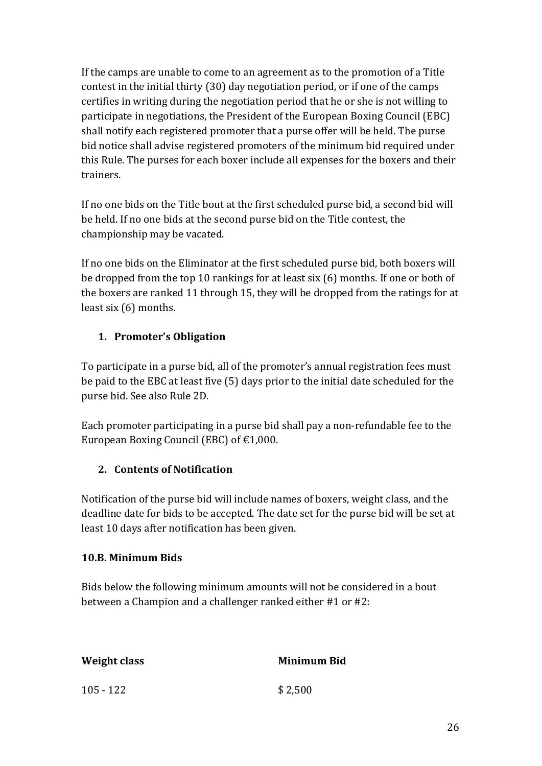If the camps are unable to come to an agreement as to the promotion of a Title contest in the initial thirty (30) day negotiation period, or if one of the camps certifies in writing during the negotiation period that he or she is not willing to participate in negotiations, the President of the European Boxing Council (EBC) shall notify each registered promoter that a purse offer will be held. The purse bid notice shall advise registered promoters of the minimum bid required under this Rule. The purses for each boxer include all expenses for the boxers and their trainers.

If no one bids on the Title bout at the first scheduled purse bid, a second bid will be held. If no one bids at the second purse bid on the Title contest, the championship may be vacated.

If no one bids on the Eliminator at the first scheduled purse bid, both boxers will be dropped from the top 10 rankings for at least six (6) months. If one or both of the boxers are ranked 11 through 15, they will be dropped from the ratings for at least six (6) months.

1. **Promoter's Obligation**

To participate in a purse bid, all of the promoter's annual registration fees must be paid to the EBC at least five (5) days prior to the initial date scheduled for the purse bid. See also Rule 2D.

Each promoter participating in a purse bid shall pay a non-refundable fee to the European Boxing Council (EBC) of €1,000.

2. **Contents of Notification**

Notification of the purse bid will include names of boxers, weight class, and the deadline date for bids to be accepted. The date set for the purse bid will be set at least 10 days after notification has been given.

### 10.B. Minimum Bids

Bids below the following minimum amounts will not be considered in a bout between a Champion and a challenger ranked either #1 or #2:

| Weight class | Minimum Bid |
|---|---|
| 105 - 122 | $ 2,500 |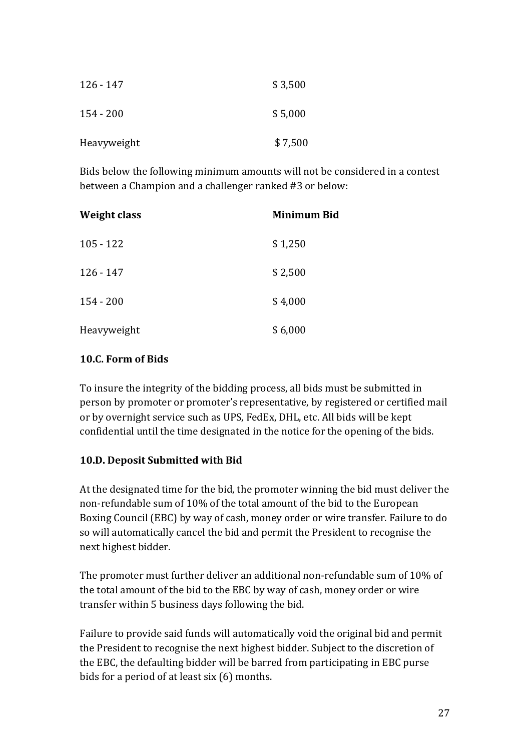| | |
|---|---|
| 126 - 147 | $ 3,500 |
| 154 - 200 | $ 5,000 |
| Heavyweight | $ 7,500 |

Bids below the following minimum amounts will not be considered in a contest between a Champion and a challenger ranked #3 or below:

| Weight class | Minimum Bid |
|---|---|
| 105 - 122 | $ 1,250 |
| 126 - 147 | $ 2,500 |
| 154 - 200 | $ 4,000 |
| Heavyweight | $ 6,000 |

**10.C. Form of Bids**

To insure the integrity of the bidding process, all bids must be submitted in person by promoter or promoter's representative, by registered or certified mail or by overnight service such as UPS, FedEx, DHL, etc. All bids will be kept confidential until the time designated in the notice for the opening of the bids.

**10.D. Deposit Submitted with Bid**

At the designated time for the bid, the promoter winning the bid must deliver the non-refundable sum of 10% of the total amount of the bid to the European Boxing Council (EBC) by way of cash, money order or wire transfer. Failure to do so will automatically cancel the bid and permit the President to recognise the next highest bidder.

The promoter must further deliver an additional non-refundable sum of 10% of the total amount of the bid to the EBC by way of cash, money order or wire transfer within 5 business days following the bid.

Failure to provide said funds will automatically void the original bid and permit the President to recognise the next highest bidder. Subject to the discretion of the EBC, the defaulting bidder will be barred from participating in EBC purse bids for a period of at least six (6) months.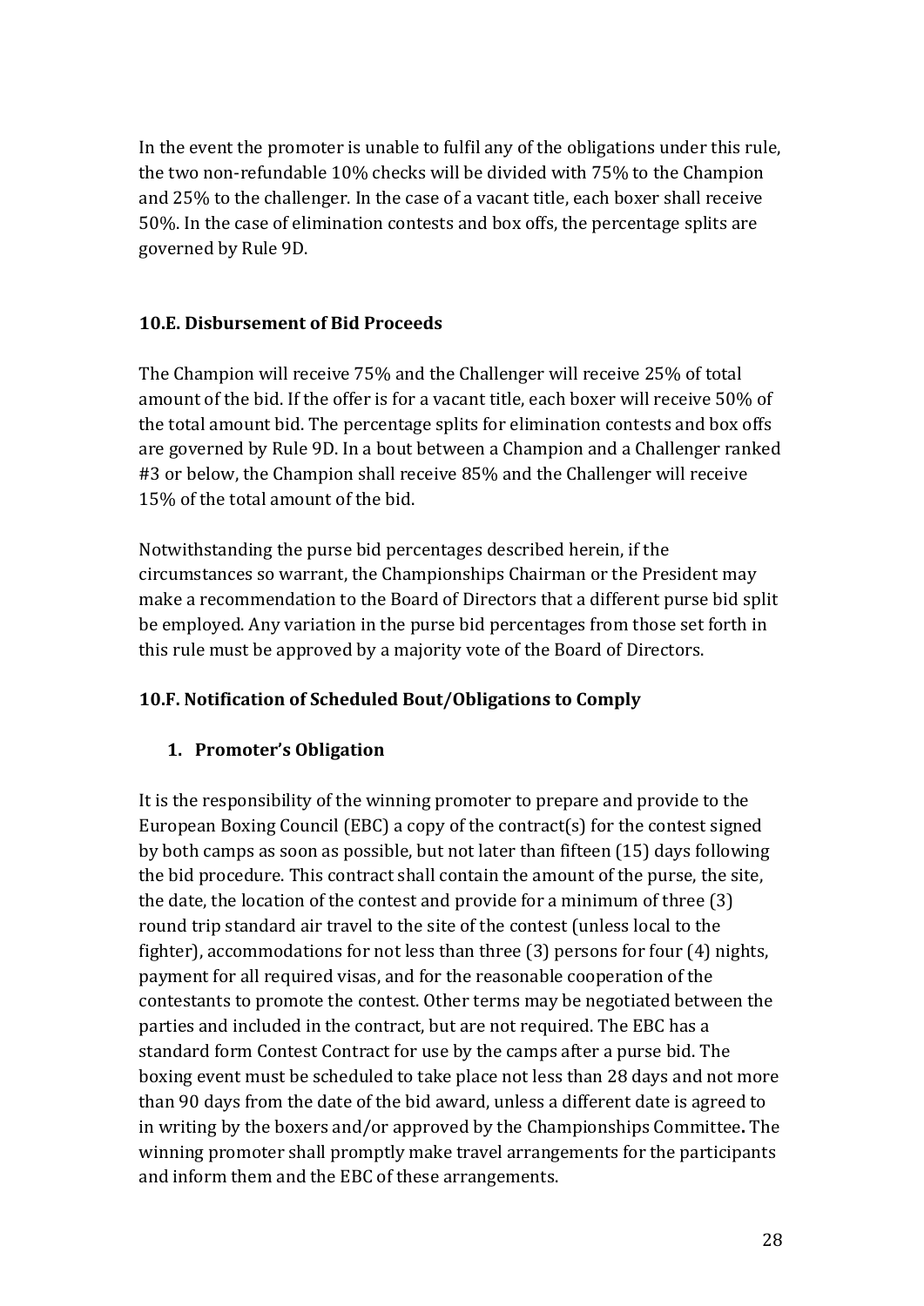In the event the promoter is unable to fulfil any of the obligations under this rule, the two non-refundable 10% checks will be divided with 75% to the Champion and 25% to the challenger. In the case of a vacant title, each boxer shall receive 50%. In the case of elimination contests and box offs, the percentage splits are governed by Rule 9D.

### 10.E. Disbursement of Bid Proceeds

The Champion will receive 75% and the Challenger will receive 25% of total amount of the bid. If the offer is for a vacant title, each boxer will receive 50% of the total amount bid. The percentage splits for elimination contests and box offs are governed by Rule 9D. In a bout between a Champion and a Challenger ranked #3 or below, the Champion shall receive 85% and the Challenger will receive 15% of the total amount of the bid.

Notwithstanding the purse bid percentages described herein, if the circumstances so warrant, the Championships Chairman or the President may make a recommendation to the Board of Directors that a different purse bid split be employed. Any variation in the purse bid percentages from those set forth in this rule must be approved by a majority vote of the Board of Directors.

### 10.F. Notification of Scheduled Bout/Obligations to Comply

#### 1. Promoter's Obligation

It is the responsibility of the winning promoter to prepare and provide to the European Boxing Council (EBC) a copy of the contract(s) for the contest signed by both camps as soon as possible, but not later than fifteen (15) days following the bid procedure. This contract shall contain the amount of the purse, the site, the date, the location of the contest and provide for a minimum of three (3) round trip standard air travel to the site of the contest (unless local to the fighter), accommodations for not less than three (3) persons for four (4) nights, payment for all required visas, and for the reasonable cooperation of the contestants to promote the contest. Other terms may be negotiated between the parties and included in the contract, but are not required. The EBC has a standard form Contest Contract for use by the camps after a purse bid. The boxing event must be scheduled to take place not less than 28 days and not more than 90 days from the date of the bid award, unless a different date is agreed to in writing by the boxers and/or approved by the Championships Committee**.** The winning promoter shall promptly make travel arrangements for the participants and inform them and the EBC of these arrangements.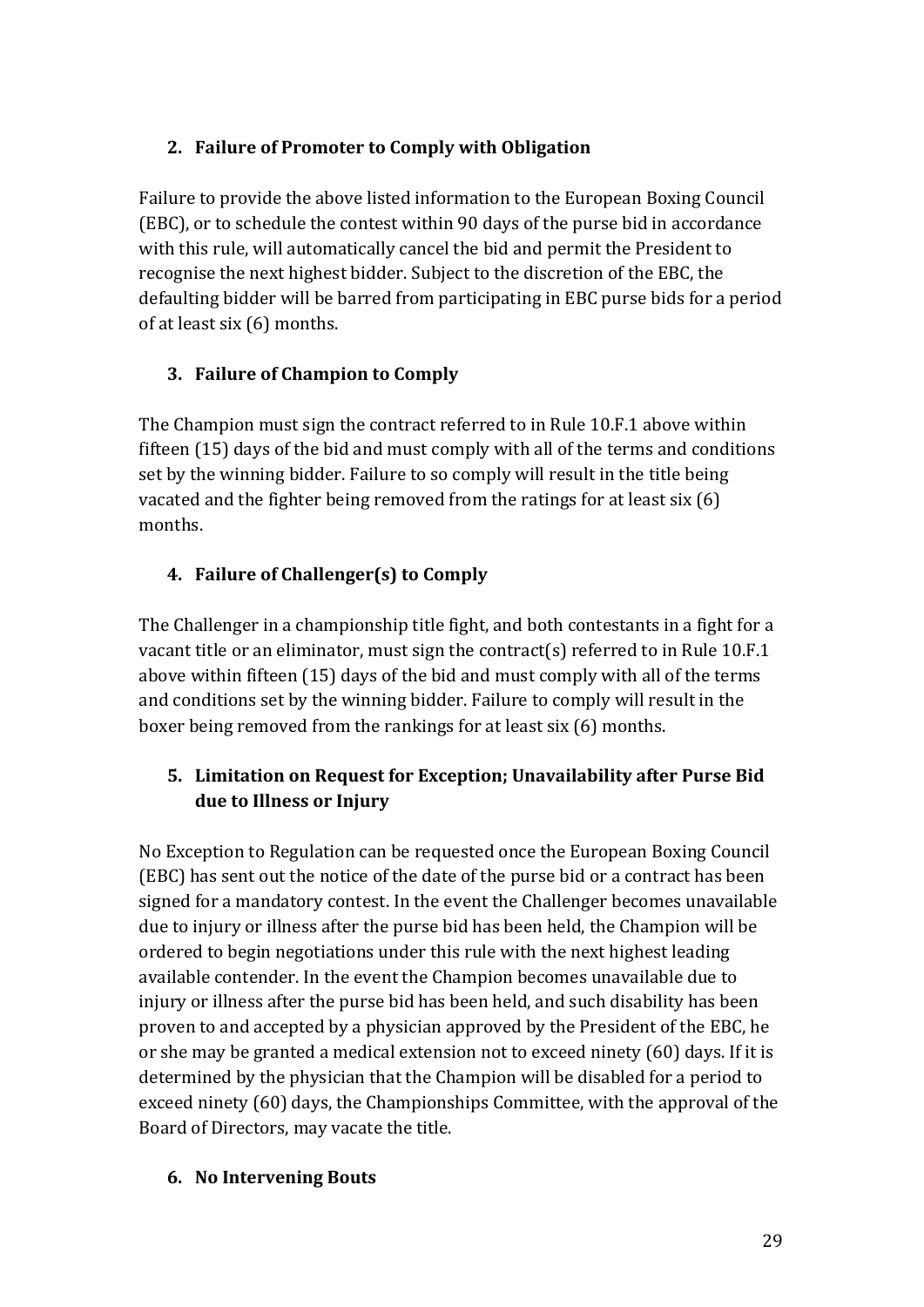### 2. Failure of Promoter to Comply with Obligation

Failure to provide the above listed information to the European Boxing Council (EBC), or to schedule the contest within 90 days of the purse bid in accordance with this rule, will automatically cancel the bid and permit the President to recognise the next highest bidder. Subject to the discretion of the EBC, the defaulting bidder will be barred from participating in EBC purse bids for a period of at least six (6) months.

### 3. Failure of Champion to Comply

The Champion must sign the contract referred to in Rule 10.F.1 above within fifteen (15) days of the bid and must comply with all of the terms and conditions set by the winning bidder. Failure to so comply will result in the title being vacated and the fighter being removed from the ratings for at least six (6) months.

### 4. Failure of Challenger(s) to Comply

The Challenger in a championship title fight, and both contestants in a fight for a vacant title or an eliminator, must sign the contract(s) referred to in Rule 10.F.1 above within fifteen (15) days of the bid and must comply with all of the terms and conditions set by the winning bidder. Failure to comply will result in the boxer being removed from the rankings for at least six (6) months.

### 5. Limitation on Request for Exception; Unavailability after Purse Bid due to Illness or Injury

No Exception to Regulation can be requested once the European Boxing Council (EBC) has sent out the notice of the date of the purse bid or a contract has been signed for a mandatory contest. In the event the Challenger becomes unavailable due to injury or illness after the purse bid has been held, the Champion will be ordered to begin negotiations under this rule with the next highest leading available contender. In the event the Champion becomes unavailable due to injury or illness after the purse bid has been held, and such disability has been proven to and accepted by a physician approved by the President of the EBC, he or she may be granted a medical extension not to exceed ninety (60) days. If it is determined by the physician that the Champion will be disabled for a period to exceed ninety (60) days, the Championships Committee, with the approval of the Board of Directors, may vacate the title.

### 6. No Intervening Bouts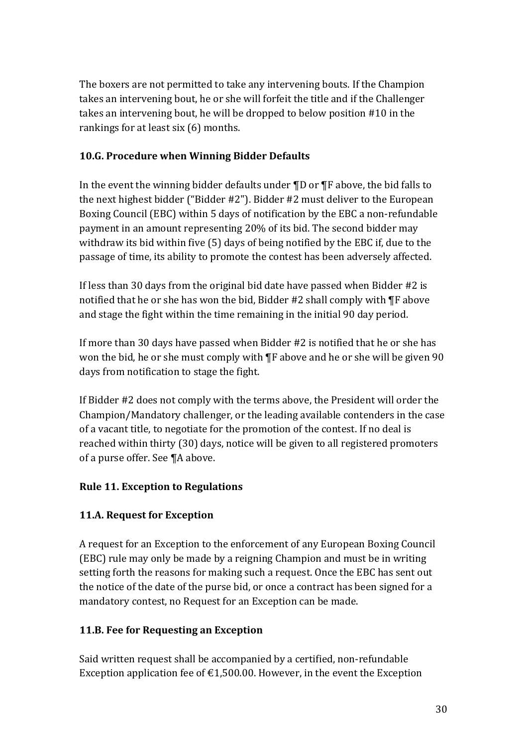The boxers are not permitted to take any intervening bouts. If the Champion takes an intervening bout, he or she will forfeit the title and if the Challenger takes an intervening bout, he will be dropped to below position #10 in the rankings for at least six (6) months.

### 10.G. Procedure when Winning Bidder Defaults

In the event the winning bidder defaults under ¶D or ¶F above, the bid falls to the next highest bidder ("Bidder #2"). Bidder #2 must deliver to the European Boxing Council (EBC) within 5 days of notification by the EBC a non-refundable payment in an amount representing 20% of its bid. The second bidder may withdraw its bid within five (5) days of being notified by the EBC if, due to the passage of time, its ability to promote the contest has been adversely affected.

If less than 30 days from the original bid date have passed when Bidder #2 is notified that he or she has won the bid, Bidder #2 shall comply with ¶F above and stage the fight within the time remaining in the initial 90 day period.

If more than 30 days have passed when Bidder #2 is notified that he or she has won the bid, he or she must comply with ¶F above and he or she will be given 90 days from notification to stage the fight.

If Bidder #2 does not comply with the terms above, the President will order the Champion/Mandatory challenger, or the leading available contenders in the case of a vacant title, to negotiate for the promotion of the contest. If no deal is reached within thirty (30) days, notice will be given to all registered promoters of a purse offer. See ¶A above.

## Rule 11. Exception to Regulations

### 11.A. Request for Exception

A request for an Exception to the enforcement of any European Boxing Council (EBC) rule may only be made by a reigning Champion and must be in writing setting forth the reasons for making such a request. Once the EBC has sent out the notice of the date of the purse bid, or once a contract has been signed for a mandatory contest, no Request for an Exception can be made.

### 11.B. Fee for Requesting an Exception

Said written request shall be accompanied by a certified, non-refundable Exception application fee of €1,500.00. However, in the event the Exception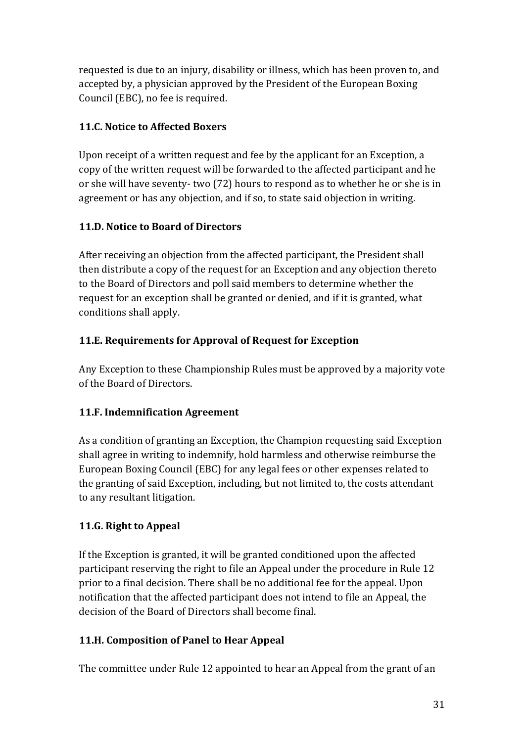requested is due to an injury, disability or illness, which has been proven to, and accepted by, a physician approved by the President of the European Boxing Council (EBC), no fee is required.

### 11.C. Notice to Affected Boxers

Upon receipt of a written request and fee by the applicant for an Exception, a copy of the written request will be forwarded to the affected participant and he or she will have seventy- two (72) hours to respond as to whether he or she is in agreement or has any objection, and if so, to state said objection in writing.

### 11.D. Notice to Board of Directors

After receiving an objection from the affected participant, the President shall then distribute a copy of the request for an Exception and any objection thereto to the Board of Directors and poll said members to determine whether the request for an exception shall be granted or denied, and if it is granted, what conditions shall apply.

### 11.E. Requirements for Approval of Request for Exception

Any Exception to these Championship Rules must be approved by a majority vote of the Board of Directors.

### 11.F. Indemnification Agreement

As a condition of granting an Exception, the Champion requesting said Exception shall agree in writing to indemnify, hold harmless and otherwise reimburse the European Boxing Council (EBC) for any legal fees or other expenses related to the granting of said Exception, including, but not limited to, the costs attendant to any resultant litigation.

### 11.G. Right to Appeal

If the Exception is granted, it will be granted conditioned upon the affected participant reserving the right to file an Appeal under the procedure in Rule 12 prior to a final decision. There shall be no additional fee for the appeal. Upon notification that the affected participant does not intend to file an Appeal, the decision of the Board of Directors shall become final.

### 11.H. Composition of Panel to Hear Appeal

The committee under Rule 12 appointed to hear an Appeal from the grant of an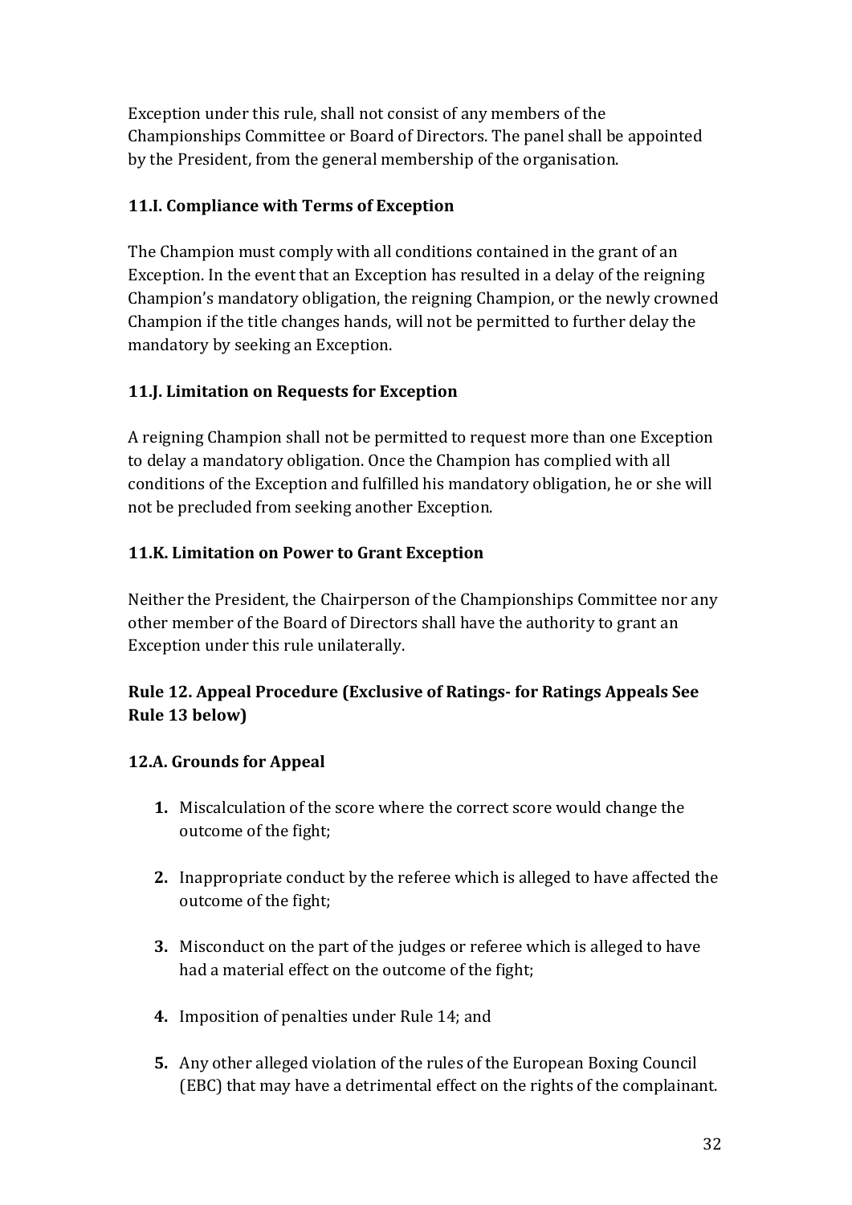Exception under this rule, shall not consist of any members of the Championships Committee or Board of Directors. The panel shall be appointed by the President, from the general membership of the organisation.

### 11.I. Compliance with Terms of Exception

The Champion must comply with all conditions contained in the grant of an Exception. In the event that an Exception has resulted in a delay of the reigning Champion's mandatory obligation, the reigning Champion, or the newly crowned Champion if the title changes hands, will not be permitted to further delay the mandatory by seeking an Exception.

### 11.J. Limitation on Requests for Exception

A reigning Champion shall not be permitted to request more than one Exception to delay a mandatory obligation. Once the Champion has complied with all conditions of the Exception and fulfilled his mandatory obligation, he or she will not be precluded from seeking another Exception.

### 11.K. Limitation on Power to Grant Exception

Neither the President, the Chairperson of the Championships Committee nor any other member of the Board of Directors shall have the authority to grant an Exception under this rule unilaterally.

## Rule 12. Appeal Procedure (Exclusive of Ratings- for Ratings Appeals See Rule 13 below)

### 12.A. Grounds for Appeal

1. Miscalculation of the score where the correct score would change the outcome of the fight;

2. Inappropriate conduct by the referee which is alleged to have affected the outcome of the fight;

3. Misconduct on the part of the judges or referee which is alleged to have had a material effect on the outcome of the fight;

4. Imposition of penalties under Rule 14; and

5. Any other alleged violation of the rules of the European Boxing Council (EBC) that may have a detrimental effect on the rights of the complainant.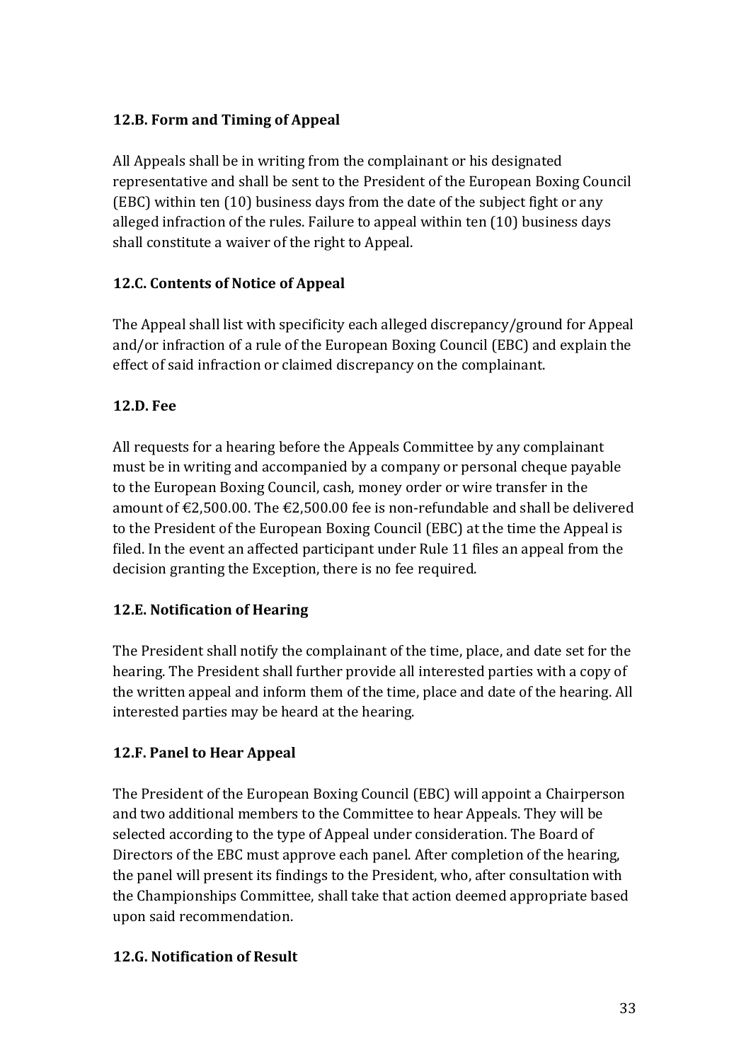### 12.B. Form and Timing of Appeal

All Appeals shall be in writing from the complainant or his designated representative and shall be sent to the President of the European Boxing Council (EBC) within ten (10) business days from the date of the subject fight or any alleged infraction of the rules. Failure to appeal within ten (10) business days shall constitute a waiver of the right to Appeal.

### 12.C. Contents of Notice of Appeal

The Appeal shall list with specificity each alleged discrepancy/ground for Appeal and/or infraction of a rule of the European Boxing Council (EBC) and explain the effect of said infraction or claimed discrepancy on the complainant.

### 12.D. Fee

All requests for a hearing before the Appeals Committee by any complainant must be in writing and accompanied by a company or personal cheque payable to the European Boxing Council, cash, money order or wire transfer in the amount of €2,500.00. The €2,500.00 fee is non-refundable and shall be delivered to the President of the European Boxing Council (EBC) at the time the Appeal is filed. In the event an affected participant under Rule 11 files an appeal from the decision granting the Exception, there is no fee required.

### 12.E. Notification of Hearing

The President shall notify the complainant of the time, place, and date set for the hearing. The President shall further provide all interested parties with a copy of the written appeal and inform them of the time, place and date of the hearing. All interested parties may be heard at the hearing.

### 12.F. Panel to Hear Appeal

The President of the European Boxing Council (EBC) will appoint a Chairperson and two additional members to the Committee to hear Appeals. They will be selected according to the type of Appeal under consideration. The Board of Directors of the EBC must approve each panel. After completion of the hearing, the panel will present its findings to the President, who, after consultation with the Championships Committee, shall take that action deemed appropriate based upon said recommendation.

### 12.G. Notification of Result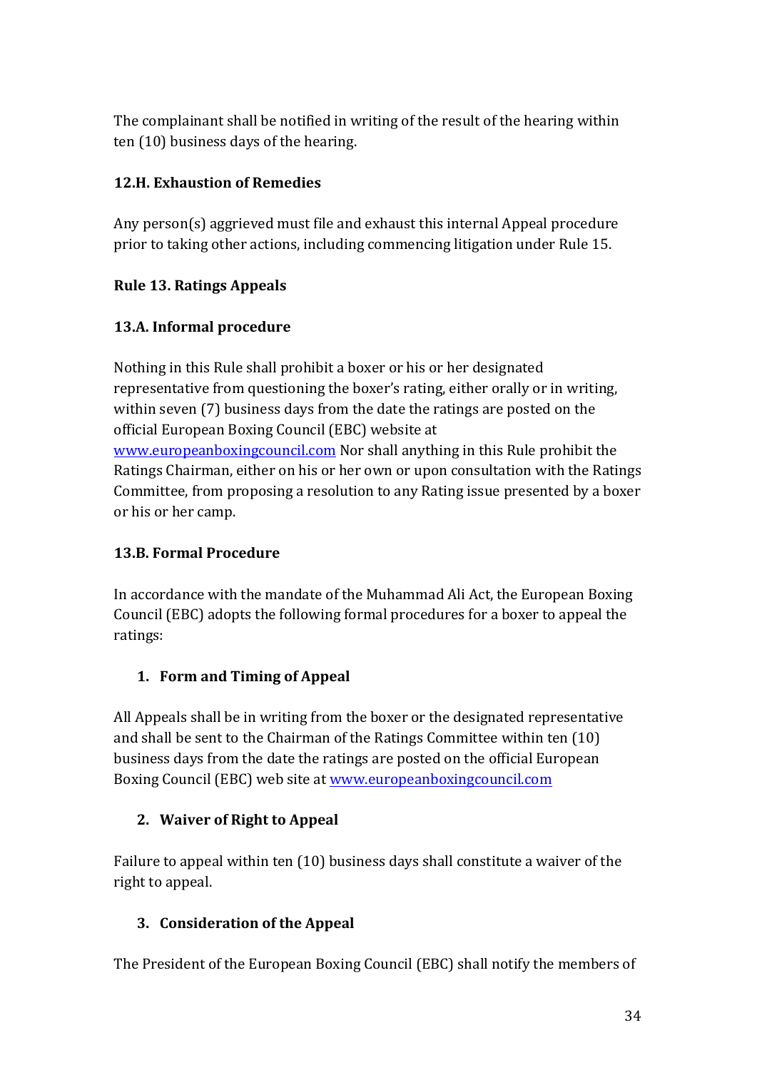The complainant shall be notified in writing of the result of the hearing within ten (10) business days of the hearing.

**12.H. Exhaustion of Remedies**

Any person(s) aggrieved must file and exhaust this internal Appeal procedure prior to taking other actions, including commencing litigation under Rule 15.

**Rule 13. Ratings Appeals**

**13.A. Informal procedure**

Nothing in this Rule shall prohibit a boxer or his or her designated representative from questioning the boxer's rating, either orally or in writing, within seven (7) business days from the date the ratings are posted on the official European Boxing Council (EBC) website at [www.europeanboxingcouncil.com](http://www.europeanboxingcouncil.com) Nor shall anything in this Rule prohibit the Ratings Chairman, either on his or her own or upon consultation with the Ratings Committee, from proposing a resolution to any Rating issue presented by a boxer or his or her camp.

**13.B. Formal Procedure**

In accordance with the mandate of the Muhammad Ali Act, the European Boxing Council (EBC) adopts the following formal procedures for a boxer to appeal the ratings:

1. **Form and Timing of Appeal**

All Appeals shall be in writing from the boxer or the designated representative and shall be sent to the Chairman of the Ratings Committee within ten (10) business days from the date the ratings are posted on the official European Boxing Council (EBC) web site at [www.europeanboxingcouncil.com](http://www.europeanboxingcouncil.com)

2. **Waiver of Right to Appeal**

Failure to appeal within ten (10) business days shall constitute a waiver of the right to appeal.

3. **Consideration of the Appeal**

The President of the European Boxing Council (EBC) shall notify the members of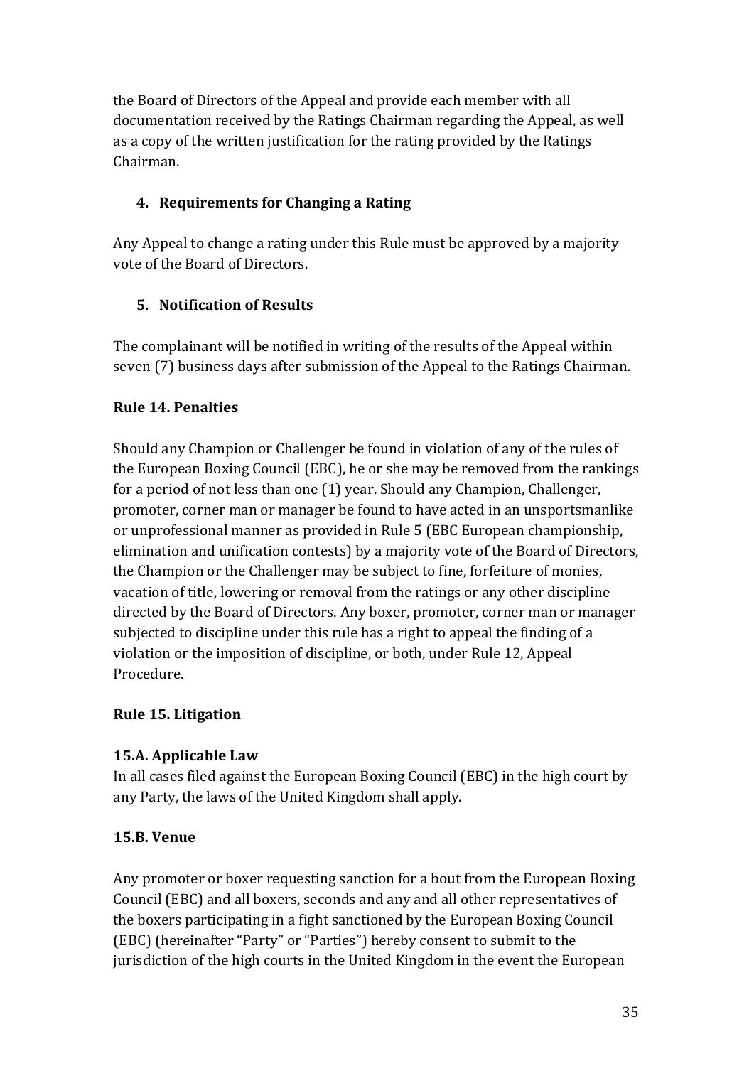the Board of Directors of the Appeal and provide each member with all documentation received by the Ratings Chairman regarding the Appeal, as well as a copy of the written justification for the rating provided by the Ratings Chairman.

### 4. Requirements for Changing a Rating

Any Appeal to change a rating under this Rule must be approved by a majority vote of the Board of Directors.

### 5. Notification of Results

The complainant will be notified in writing of the results of the Appeal within seven (7) business days after submission of the Appeal to the Ratings Chairman.

## Rule 14. Penalties

Should any Champion or Challenger be found in violation of any of the rules of the European Boxing Council (EBC), he or she may be removed from the rankings for a period of not less than one (1) year. Should any Champion, Challenger, promoter, corner man or manager be found to have acted in an unsportsmanlike or unprofessional manner as provided in Rule 5 (EBC European championship, elimination and unification contests) by a majority vote of the Board of Directors, the Champion or the Challenger may be subject to fine, forfeiture of monies, vacation of title, lowering or removal from the ratings or any other discipline directed by the Board of Directors. Any boxer, promoter, corner man or manager subjected to discipline under this rule has a right to appeal the finding of a violation or the imposition of discipline, or both, under Rule 12, Appeal Procedure.

## Rule 15. Litigation

### 15.A. Applicable Law

In all cases filed against the European Boxing Council (EBC) in the high court by any Party, the laws of the United Kingdom shall apply.

### 15.B. Venue

Any promoter or boxer requesting sanction for a bout from the European Boxing Council (EBC) and all boxers, seconds and any and all other representatives of the boxers participating in a fight sanctioned by the European Boxing Council (EBC) (hereinafter "Party" or "Parties") hereby consent to submit to the jurisdiction of the high courts in the United Kingdom in the event the European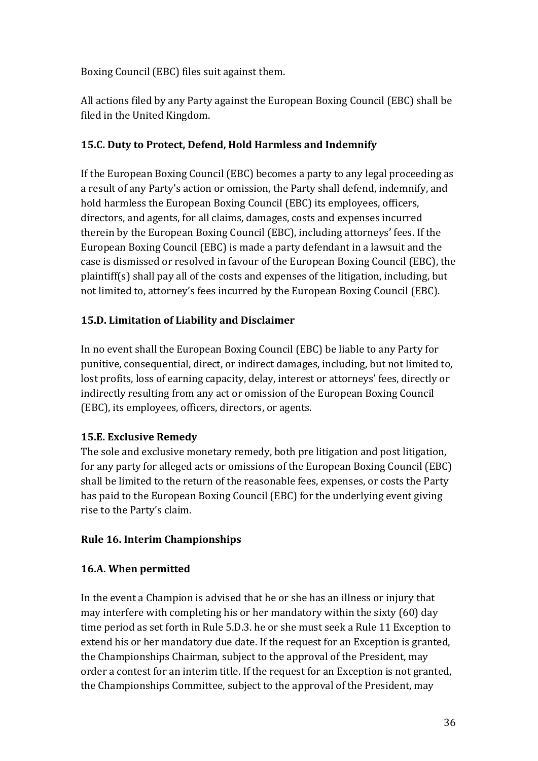Boxing Council (EBC) files suit against them.

All actions filed by any Party against the European Boxing Council (EBC) shall be filed in the United Kingdom.

### 15.C. Duty to Protect, Defend, Hold Harmless and Indemnify

If the European Boxing Council (EBC) becomes a party to any legal proceeding as a result of any Party's action or omission, the Party shall defend, indemnify, and hold harmless the European Boxing Council (EBC) its employees, officers, directors, and agents, for all claims, damages, costs and expenses incurred therein by the European Boxing Council (EBC), including attorneys' fees. If the European Boxing Council (EBC) is made a party defendant in a lawsuit and the case is dismissed or resolved in favour of the European Boxing Council (EBC), the plaintiff(s) shall pay all of the costs and expenses of the litigation, including, but not limited to, attorney's fees incurred by the European Boxing Council (EBC).

### 15.D. Limitation of Liability and Disclaimer

In no event shall the European Boxing Council (EBC) be liable to any Party for punitive, consequential, direct, or indirect damages, including, but not limited to, lost profits, loss of earning capacity, delay, interest or attorneys' fees, directly or indirectly resulting from any act or omission of the European Boxing Council (EBC), its employees, officers, directors, or agents.

### 15.E. Exclusive Remedy

The sole and exclusive monetary remedy, both pre litigation and post litigation, for any party for alleged acts or omissions of the European Boxing Council (EBC) shall be limited to the return of the reasonable fees, expenses, or costs the Party has paid to the European Boxing Council (EBC) for the underlying event giving rise to the Party's claim.

## Rule 16. Interim Championships

### 16.A. When permitted

In the event a Champion is advised that he or she has an illness or injury that may interfere with completing his or her mandatory within the sixty (60) day time period as set forth in Rule 5.D.3. he or she must seek a Rule 11 Exception to extend his or her mandatory due date. If the request for an Exception is granted, the Championships Chairman, subject to the approval of the President, may order a contest for an interim title. If the request for an Exception is not granted, the Championships Committee, subject to the approval of the President, may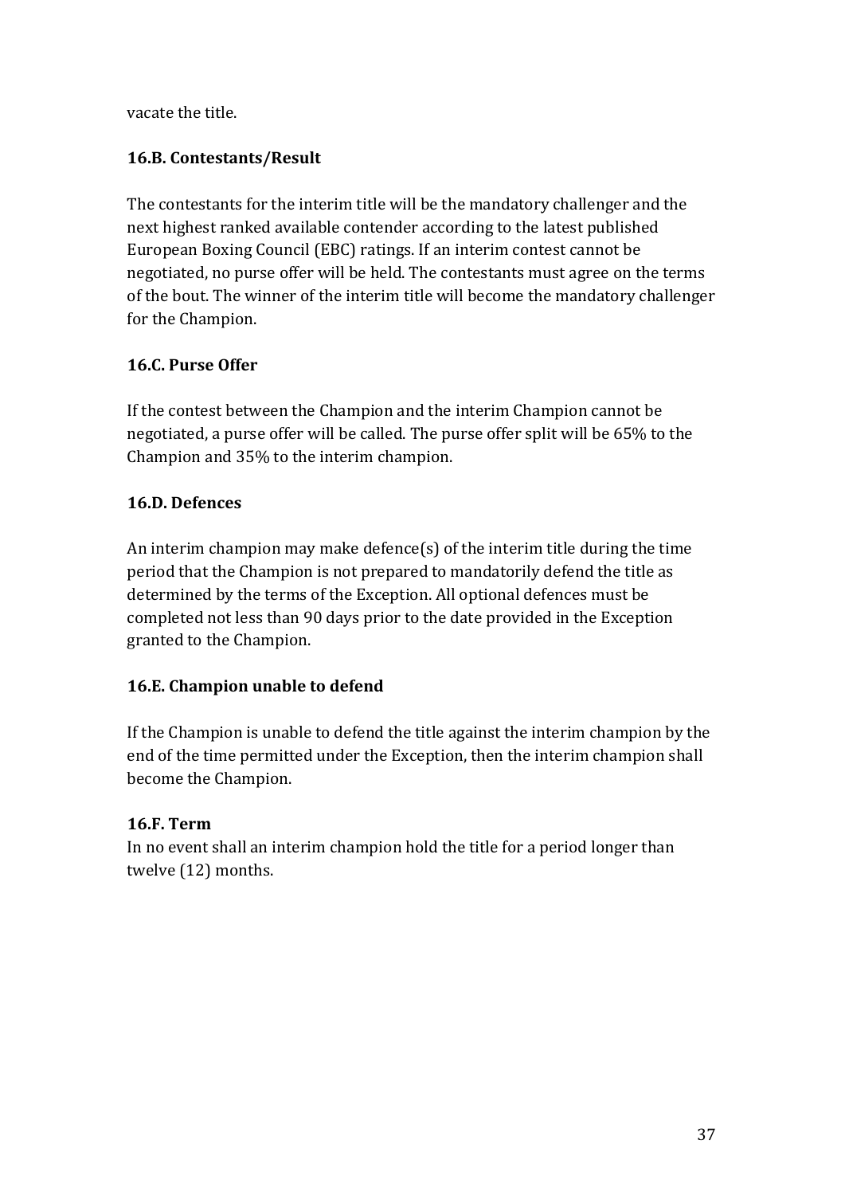vacate the title.

### 16.B. Contestants/Result

The contestants for the interim title will be the mandatory challenger and the next highest ranked available contender according to the latest published European Boxing Council (EBC) ratings. If an interim contest cannot be negotiated, no purse offer will be held. The contestants must agree on the terms of the bout. The winner of the interim title will become the mandatory challenger for the Champion.

### 16.C. Purse Offer

If the contest between the Champion and the interim Champion cannot be negotiated, a purse offer will be called. The purse offer split will be 65% to the Champion and 35% to the interim champion.

### 16.D. Defences

An interim champion may make defence(s) of the interim title during the time period that the Champion is not prepared to mandatorily defend the title as determined by the terms of the Exception. All optional defences must be completed not less than 90 days prior to the date provided in the Exception granted to the Champion.

### 16.E. Champion unable to defend

If the Champion is unable to defend the title against the interim champion by the end of the time permitted under the Exception, then the interim champion shall become the Champion.

### 16.F. Term

In no event shall an interim champion hold the title for a period longer than twelve (12) months.